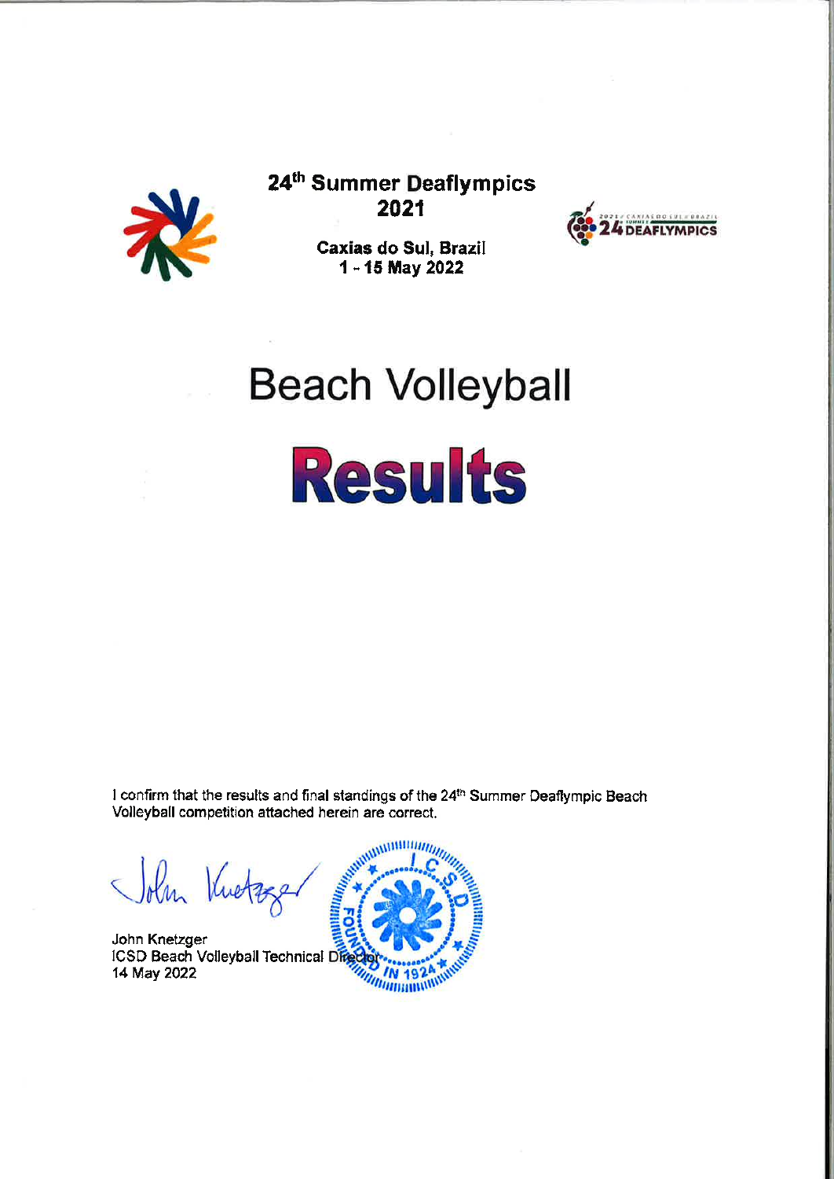# 24th Summer Deaflympics 2021

**Caxias do Sul, Brazil**
**1 - 15 May 2022**

# Beach Volleyball

# Results

I confirm that the results and final standings of the 24th Summer Deaflympic Beach Volleyball competition attached herein are correct.

John Knetzger
ICSD Beach Volleyball Technical Director
14 May 2022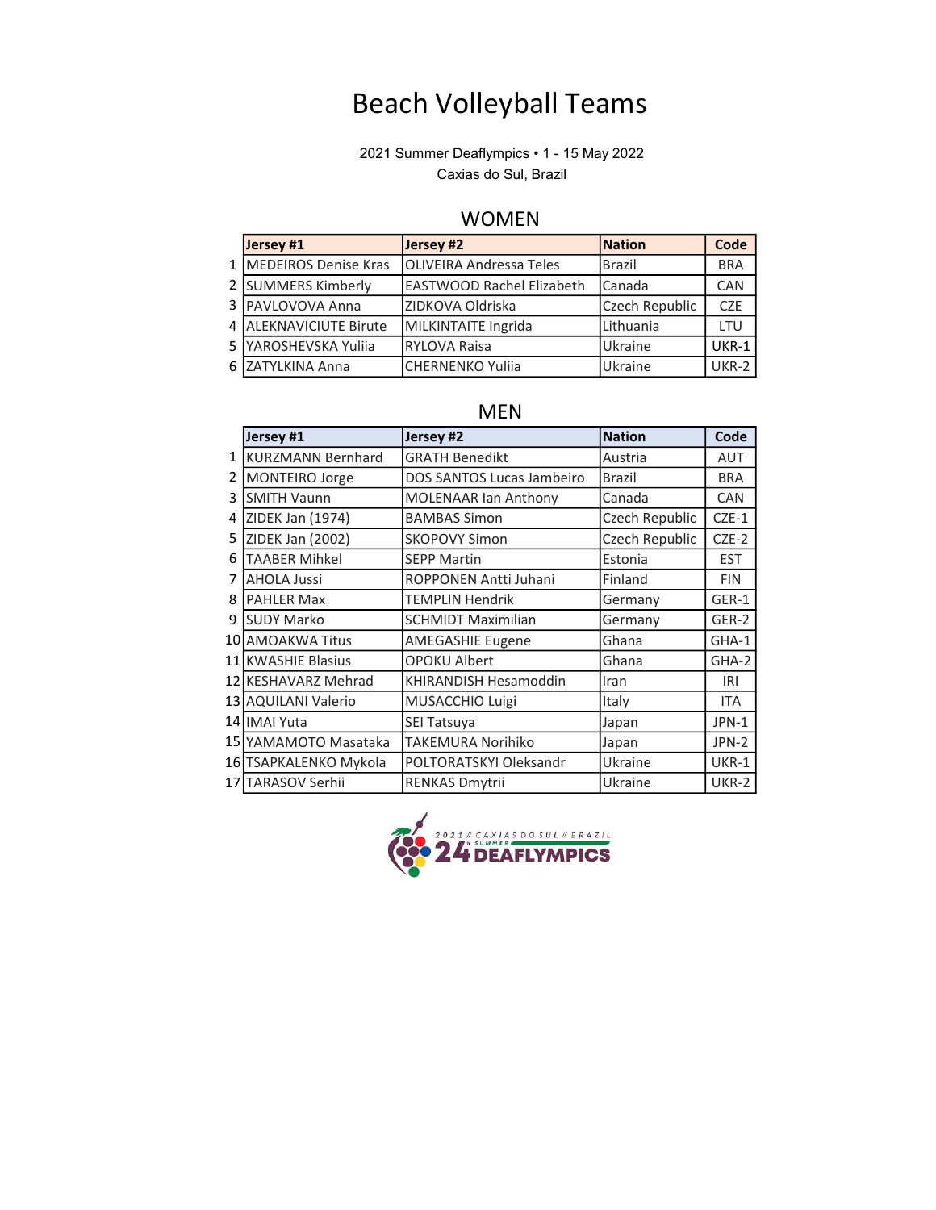# Beach Volleyball Teams

2021 Summer Deaflympics • 1 - 15 May 2022
Caxias do Sul, Brazil

## WOMEN

| | Jersey #1 | Jersey #2 | Nation | Code |
|---|---|---|---|---|
| 1 | MEDEIROS Denise Kras | OLIVEIRA Andressa Teles | Brazil | BRA |
| 2 | SUMMERS Kimberly | EASTWOOD Rachel Elizabeth | Canada | CAN |
| 3 | PAVLOVOVA Anna | ZIDKOVA Oldriska | Czech Republic | CZE |
| 4 | ALEKNAVICIUTE Birute | MILKINTAITE Ingrida | Lithuania | LTU |
| 5 | YAROSHEVSKA Yuliia | RYLOVA Raisa | Ukraine | UKR-1 |
| 6 | ZATYLKINA Anna | CHERNENKO Yuliia | Ukraine | UKR-2 |

## MEN

| | Jersey #1 | Jersey #2 | Nation | Code |
|---|---|---|---|---|
| 1 | KURZMANN Bernhard | GRATH Benedikt | Austria | AUT |
| 2 | MONTEIRO Jorge | DOS SANTOS Lucas Jambeiro | Brazil | BRA |
| 3 | SMITH Vaunn | MOLENAAR Ian Anthony | Canada | CAN |
| 4 | ZIDEK Jan (1974) | BAMBAS Simon | Czech Republic | CZE-1 |
| 5 | ZIDEK Jan (2002) | SKOPOVY Simon | Czech Republic | CZE-2 |
| 6 | TAABER Mihkel | SEPP Martin | Estonia | EST |
| 7 | AHOLA Jussi | ROPPONEN Antti Juhani | Finland | FIN |
| 8 | PAHLER Max | TEMPLIN Hendrik | Germany | GER-1 |
| 9 | SUDY Marko | SCHMIDT Maximilian | Germany | GER-2 |
| 10 | AMOAKWA Titus | AMEGASHIE Eugene | Ghana | GHA-1 |
| 11 | KWASHIE Blasius | OPOKU Albert | Ghana | GHA-2 |
| 12 | KESHAVARZ Mehrad | KHIRANDISH Hesamoddin | Iran | IRI |
| 13 | AQUILANI Valerio | MUSACCHIO Luigi | Italy | ITA |
| 14 | IMAI Yuta | SEI Tatsuya | Japan | JPN-1 |
| 15 | YAMAMOTO Masataka | TAKEMURA Norihiko | Japan | JPN-2 |
| 16 | TSAPKALENKO Mykola | POLTORATSKYI Oleksandr | Ukraine | UKR-1 |
| 17 | TARASOV Serhii | RENKAS Dmytrii | Ukraine | UKR-2 |

2021 // CAXIAS DO SUL // BRAZIL
24th SUMMER DEAFLYMPICS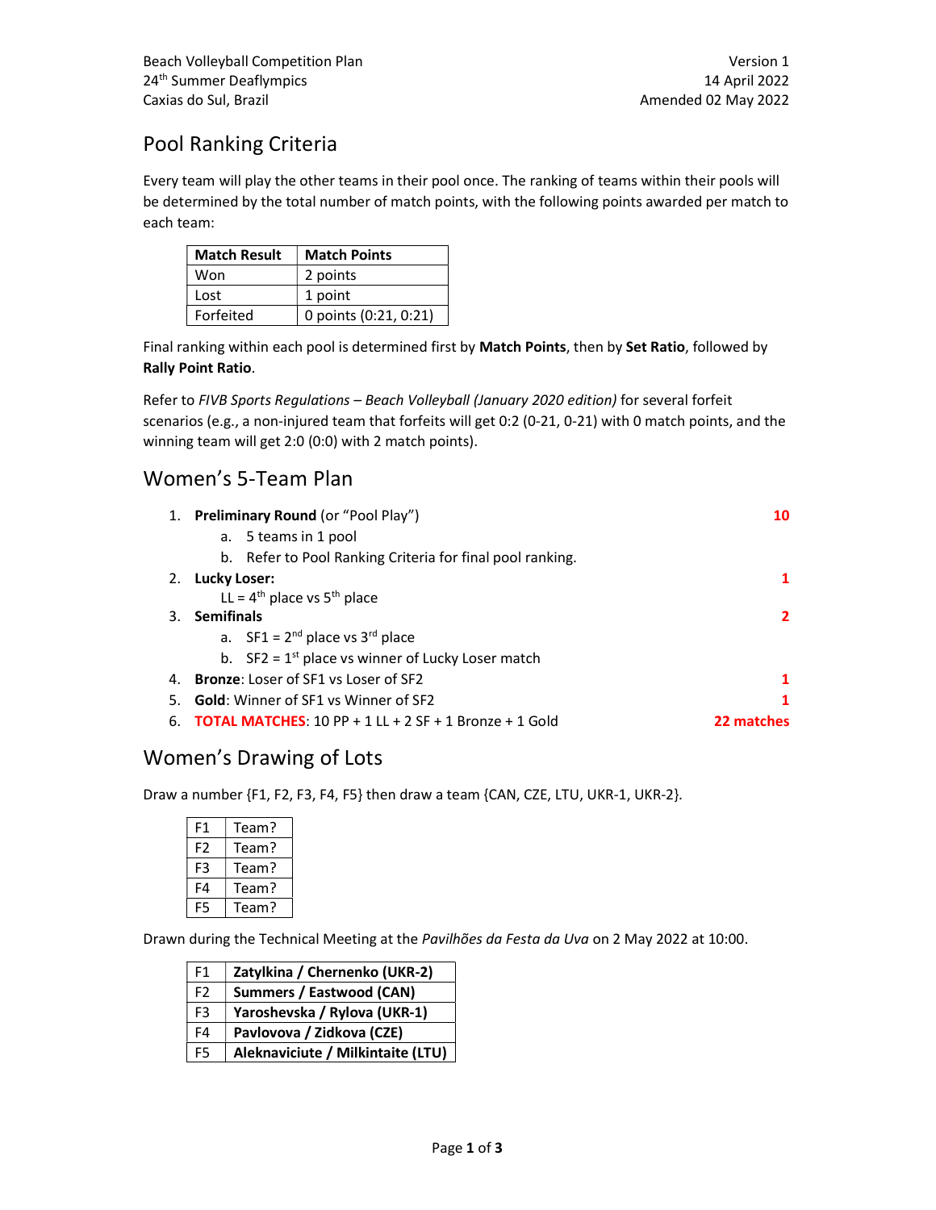## Pool Ranking Criteria

Every team will play the other teams in their pool once. The ranking of teams within their pools will be determined by the total number of match points, with the following points awarded per match to each team:

| Match Result | Match Points |
|---|---|
| Won | 2 points |
| Lost | 1 point |
| Forfeited | 0 points (0:21, 0:21) |

Final ranking within each pool is determined first by **Match Points**, then by **Set Ratio**, followed by **Rally Point Ratio**.

Refer to *FIVB Sports Regulations – Beach Volleyball (January 2020 edition)* for several forfeit scenarios (e.g., a non-injured team that forfeits will get 0:2 (0-21, 0-21) with 0 match points, and the winning team will get 2:0 (0:0) with 2 match points).

## Women's 5-Team Plan

1. **Preliminary Round** (or "Pool Play") — **10**
   a. 5 teams in 1 pool
   b. Refer to Pool Ranking Criteria for final pool ranking.
2. **Lucky Loser:** — **1**
   LL = 4th place vs 5th place
3. **Semifinals** — **2**
   a. SF1 = 2nd place vs 3rd place
   b. SF2 = 1st place vs winner of Lucky Loser match
4. **Bronze**: Loser of SF1 vs Loser of SF2 — **1**
5. **Gold**: Winner of SF1 vs Winner of SF2 — **1**
6. **TOTAL MATCHES**: 10 PP + 1 LL + 2 SF + 1 Bronze + 1 Gold — **22 matches**

## Women's Drawing of Lots

Draw a number {F1, F2, F3, F4, F5} then draw a team {CAN, CZE, LTU, UKR-1, UKR-2}.

| | |
|---|---|
| F1 | Team? |
| F2 | Team? |
| F3 | Team? |
| F4 | Team? |
| F5 | Team? |

Drawn during the Technical Meeting at the *Pavilhões da Festa da Uva* on 2 May 2022 at 10:00.

| | |
|---|---|
| F1 | **Zatylkina / Chernenko (UKR-2)** |
| F2 | **Summers / Eastwood (CAN)** |
| F3 | **Yaroshevska / Rylova (UKR-1)** |
| F4 | **Pavlovova / Zidkova (CZE)** |
| F5 | **Aleknaviciute / Milkintaite (LTU)** |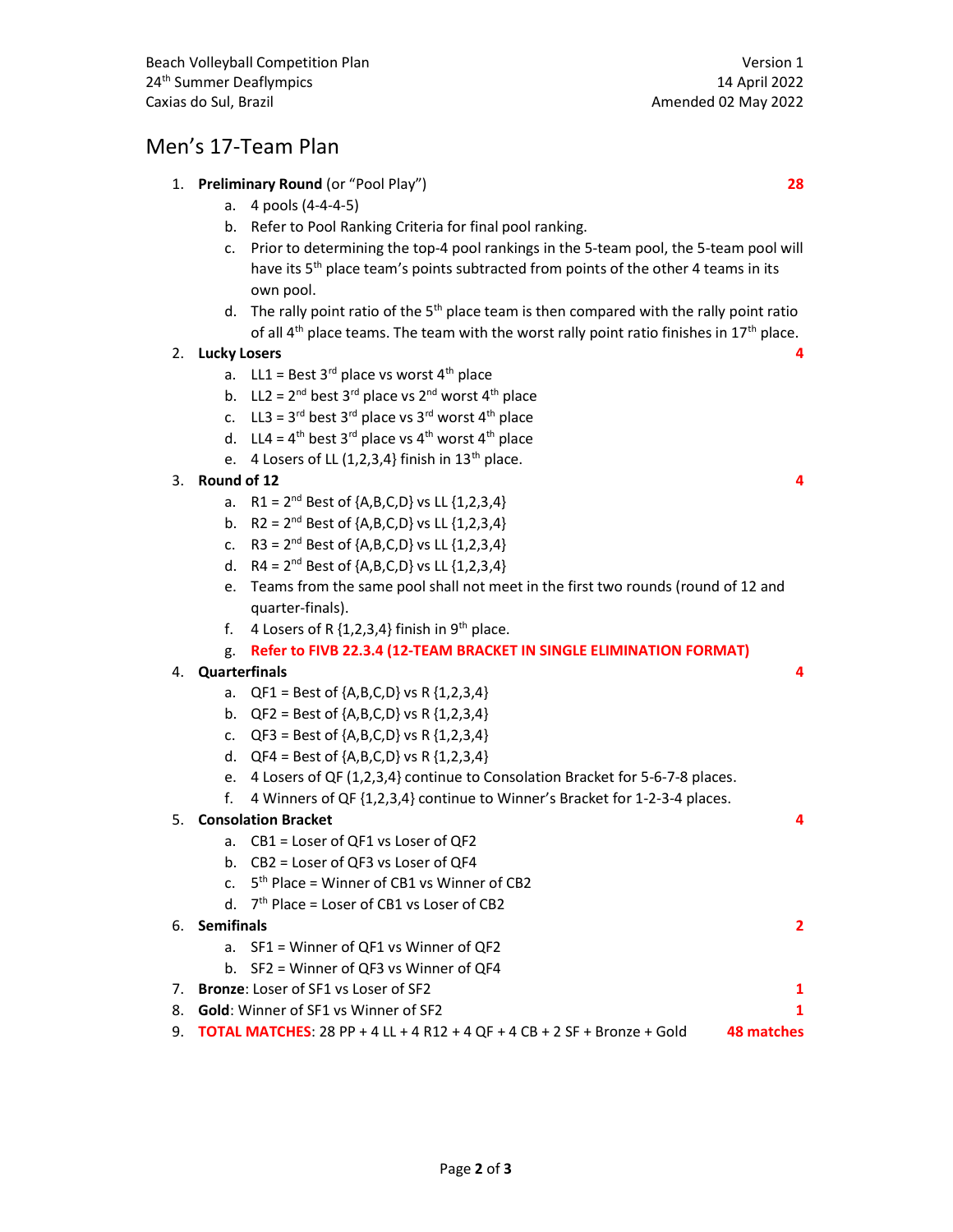## Men's 17-Team Plan

1. **Preliminary Round** (or "Pool Play") **28**
   a. 4 pools (4-4-4-5)
   b. Refer to Pool Ranking Criteria for final pool ranking.
   c. Prior to determining the top-4 pool rankings in the 5-team pool, the 5-team pool will have its 5th place team's points subtracted from points of the other 4 teams in its own pool.
   d. The rally point ratio of the 5th place team is then compared with the rally point ratio of all 4th place teams. The team with the worst rally point ratio finishes in 17th place.
2. **Lucky Losers** **4**
   a. LL1 = Best 3rd place vs worst 4th place
   b. LL2 = 2nd best 3rd place vs 2nd worst 4th place
   c. LL3 = 3rd best 3rd place vs 3rd worst 4th place
   d. LL4 = 4th best 3rd place vs 4th worst 4th place
   e. 4 Losers of LL (1,2,3,4} finish in 13th place.
3. **Round of 12** **4**
   a. R1 = 2nd Best of {A,B,C,D} vs LL {1,2,3,4}
   b. R2 = 2nd Best of {A,B,C,D} vs LL {1,2,3,4}
   c. R3 = 2nd Best of {A,B,C,D} vs LL {1,2,3,4}
   d. R4 = 2nd Best of {A,B,C,D} vs LL {1,2,3,4}
   e. Teams from the same pool shall not meet in the first two rounds (round of 12 and quarter-finals).
   f. 4 Losers of R {1,2,3,4} finish in 9th place.
   g. **Refer to FIVB 22.3.4 (12-TEAM BRACKET IN SINGLE ELIMINATION FORMAT)**
4. **Quarterfinals** **4**
   a. QF1 = Best of {A,B,C,D} vs R {1,2,3,4}
   b. QF2 = Best of {A,B,C,D} vs R {1,2,3,4}
   c. QF3 = Best of {A,B,C,D} vs R {1,2,3,4}
   d. QF4 = Best of {A,B,C,D} vs R {1,2,3,4}
   e. 4 Losers of QF (1,2,3,4} continue to Consolation Bracket for 5-6-7-8 places.
   f. 4 Winners of QF {1,2,3,4} continue to Winner's Bracket for 1-2-3-4 places.
5. **Consolation Bracket** **4**
   a. CB1 = Loser of QF1 vs Loser of QF2
   b. CB2 = Loser of QF3 vs Loser of QF4
   c. 5th Place = Winner of CB1 vs Winner of CB2
   d. 7th Place = Loser of CB1 vs Loser of CB2
6. **Semifinals** **2**
   a. SF1 = Winner of QF1 vs Winner of QF2
   b. SF2 = Winner of QF3 vs Winner of QF4
7. **Bronze**: Loser of SF1 vs Loser of SF2 **1**
8. **Gold**: Winner of SF1 vs Winner of SF2 **1**
9. **TOTAL MATCHES**: 28 PP + 4 LL + 4 R12 + 4 QF + 4 CB + 2 SF + Bronze + Gold **48 matches**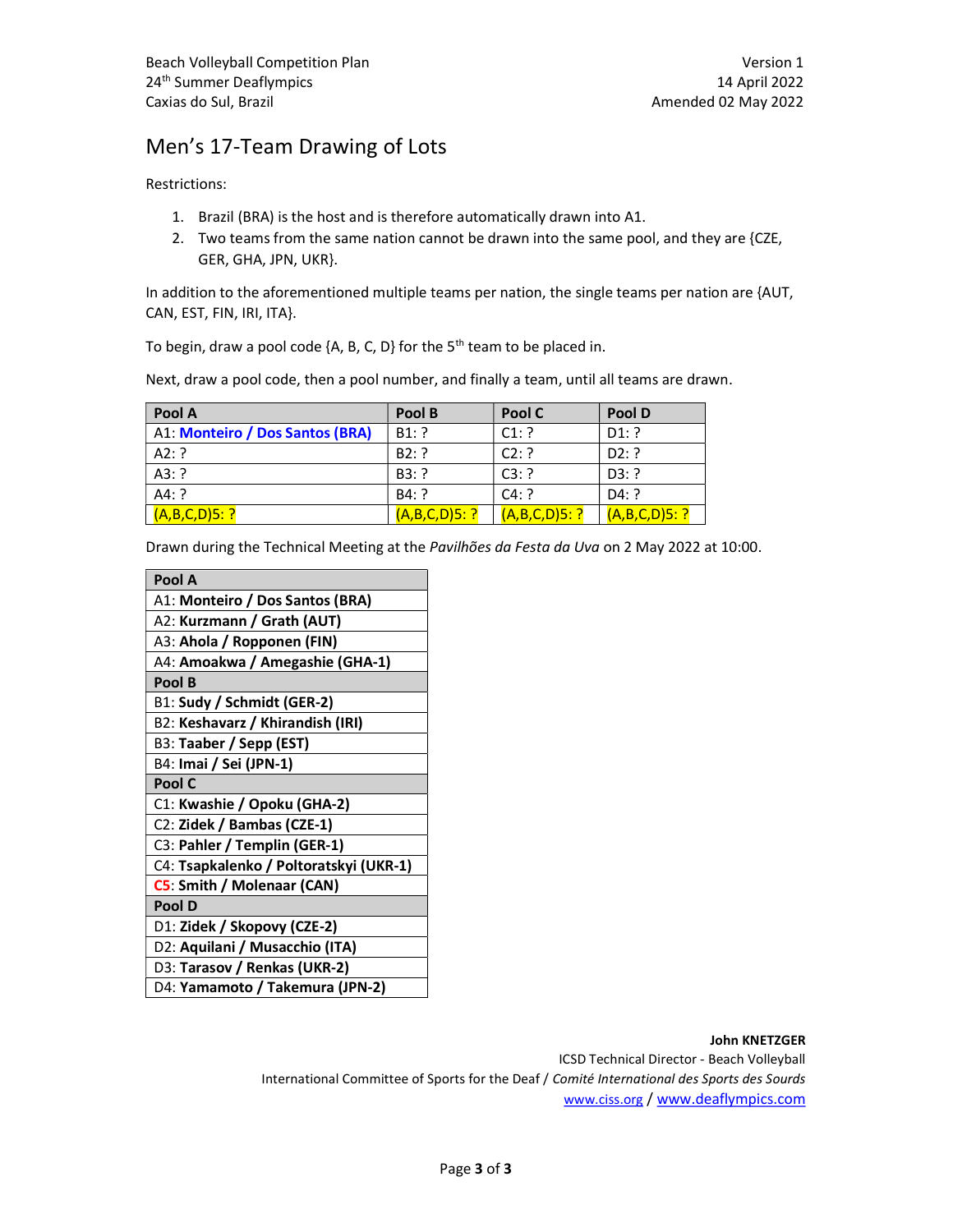# Men's 17-Team Drawing of Lots

Restrictions:

1. Brazil (BRA) is the host and is therefore automatically drawn into A1.
2. Two teams from the same nation cannot be drawn into the same pool, and they are {CZE, GER, GHA, JPN, UKR}.

In addition to the aforementioned multiple teams per nation, the single teams per nation are {AUT, CAN, EST, FIN, IRI, ITA}.

To begin, draw a pool code {A, B, C, D} for the 5th team to be placed in.

Next, draw a pool code, then a pool number, and finally a team, until all teams are drawn.

| Pool A | Pool B | Pool C | Pool D |
|---|---|---|---|
| A1: **Monteiro / Dos Santos (BRA)** | B1: ? | C1: ? | D1: ? |
| A2: ? | B2: ? | C2: ? | D2: ? |
| A3: ? | B3: ? | C3: ? | D3: ? |
| A4: ? | B4: ? | C4: ? | D4: ? |
| (A,B,C,D)5: ? | (A,B,C,D)5: ? | (A,B,C,D)5: ? | (A,B,C,D)5: ? |

Drawn during the Technical Meeting at the *Pavilhões da Festa da Uva* on 2 May 2022 at 10:00.

| Pool A |
|---|
| A1: **Monteiro / Dos Santos (BRA)** |
| A2: **Kurzmann / Grath (AUT)** |
| A3: **Ahola / Ropponen (FIN)** |
| A4: **Amoakwa / Amegashie (GHA-1)** |
| **Pool B** |
| B1: **Sudy / Schmidt (GER-2)** |
| B2: **Keshavarz / Khirandish (IRI)** |
| B3: **Taaber / Sepp (EST)** |
| B4: **Imai / Sei (JPN-1)** |
| **Pool C** |
| C1: **Kwashie / Opoku (GHA-2)** |
| C2: **Zidek / Bambas (CZE-1)** |
| C3: **Pahler / Templin (GER-1)** |
| C4: **Tsapkalenko / Poltoratskyi (UKR-1)** |
| C5: **Smith / Molenaar (CAN)** |
| **Pool D** |
| D1: **Zidek / Skopovy (CZE-2)** |
| D2: **Aquilani / Musacchio (ITA)** |
| D3: **Tarasov / Renkas (UKR-2)** |
| D4: **Yamamoto / Takemura (JPN-2)** |

**John KNETZGER**
ICSD Technical Director - Beach Volleyball
International Committee of Sports for the Deaf / *Comité International des Sports des Sourds*
www.ciss.org / www.deaflympics.com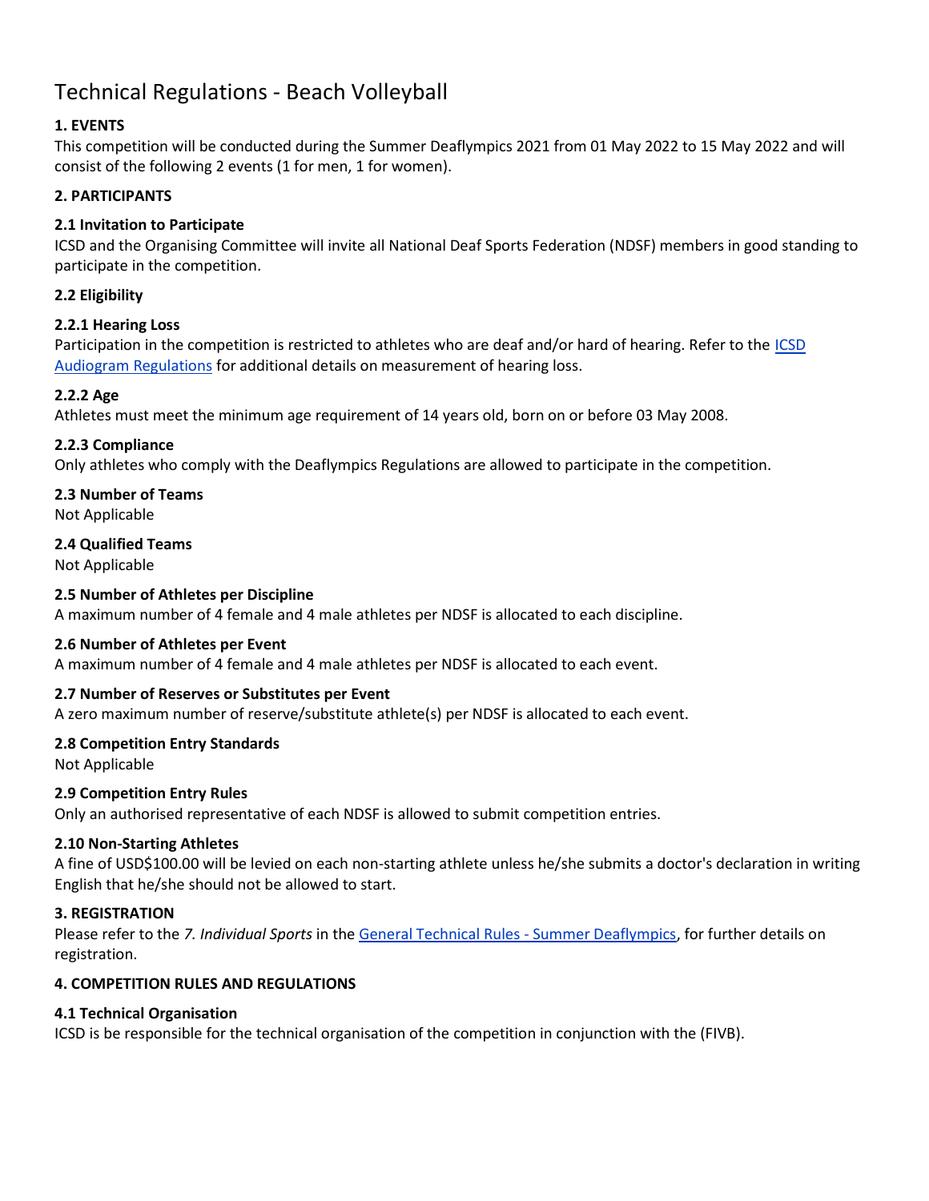# Technical Regulations - Beach Volleyball

### 1. EVENTS

This competition will be conducted during the Summer Deaflympics 2021 from 01 May 2022 to 15 May 2022 and will consist of the following 2 events (1 for men, 1 for women).

### 2. PARTICIPANTS

#### 2.1 Invitation to Participate

ICSD and the Organising Committee will invite all National Deaf Sports Federation (NDSF) members in good standing to participate in the competition.

#### 2.2 Eligibility

#### 2.2.1 Hearing Loss

Participation in the competition is restricted to athletes who are deaf and/or hard of hearing. Refer to the ICSD Audiogram Regulations for additional details on measurement of hearing loss.

#### 2.2.2 Age

Athletes must meet the minimum age requirement of 14 years old, born on or before 03 May 2008.

#### 2.2.3 Compliance

Only athletes who comply with the Deaflympics Regulations are allowed to participate in the competition.

#### 2.3 Number of Teams

Not Applicable

#### 2.4 Qualified Teams

Not Applicable

#### 2.5 Number of Athletes per Discipline

A maximum number of 4 female and 4 male athletes per NDSF is allocated to each discipline.

#### 2.6 Number of Athletes per Event

A maximum number of 4 female and 4 male athletes per NDSF is allocated to each event.

#### 2.7 Number of Reserves or Substitutes per Event

A zero maximum number of reserve/substitute athlete(s) per NDSF is allocated to each event.

#### 2.8 Competition Entry Standards

Not Applicable

#### 2.9 Competition Entry Rules

Only an authorised representative of each NDSF is allowed to submit competition entries.

#### 2.10 Non-Starting Athletes

A fine of USD$100.00 will be levied on each non-starting athlete unless he/she submits a doctor's declaration in writing English that he/she should not be allowed to start.

### 3. REGISTRATION

Please refer to the *7. Individual Sports* in the General Technical Rules - Summer Deaflympics, for further details on registration.

### 4. COMPETITION RULES AND REGULATIONS

#### 4.1 Technical Organisation

ICSD is be responsible for the technical organisation of the competition in conjunction with the (FIVB).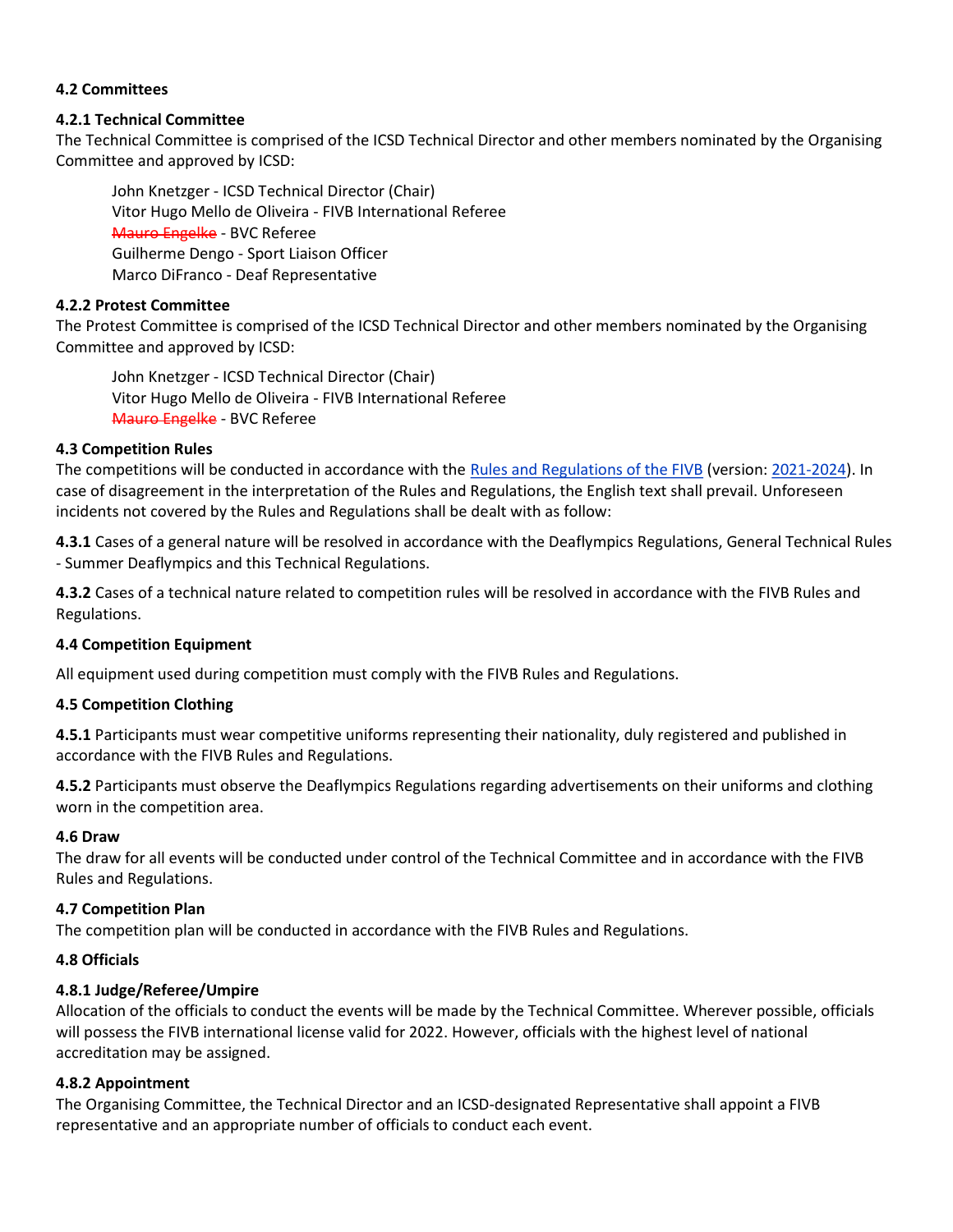### 4.2 Committees

#### 4.2.1 Technical Committee

The Technical Committee is comprised of the ICSD Technical Director and other members nominated by the Organising Committee and approved by ICSD:

John Knetzger - ICSD Technical Director (Chair)
Vitor Hugo Mello de Oliveira - FIVB International Referee
~~Mauro Engelke~~ - BVC Referee
Guilherme Dengo - Sport Liaison Officer
Marco DiFranco - Deaf Representative

#### 4.2.2 Protest Committee

The Protest Committee is comprised of the ICSD Technical Director and other members nominated by the Organising Committee and approved by ICSD:

John Knetzger - ICSD Technical Director (Chair)
Vitor Hugo Mello de Oliveira - FIVB International Referee
~~Mauro Engelke~~ - BVC Referee

### 4.3 Competition Rules

The competitions will be conducted in accordance with the Rules and Regulations of the FIVB (version: 2021-2024). In case of disagreement in the interpretation of the Rules and Regulations, the English text shall prevail. Unforeseen incidents not covered by the Rules and Regulations shall be dealt with as follow:

**4.3.1** Cases of a general nature will be resolved in accordance with the Deaflympics Regulations, General Technical Rules - Summer Deaflympics and this Technical Regulations.

**4.3.2** Cases of a technical nature related to competition rules will be resolved in accordance with the FIVB Rules and Regulations.

### 4.4 Competition Equipment

All equipment used during competition must comply with the FIVB Rules and Regulations.

### 4.5 Competition Clothing

**4.5.1** Participants must wear competitive uniforms representing their nationality, duly registered and published in accordance with the FIVB Rules and Regulations.

**4.5.2** Participants must observe the Deaflympics Regulations regarding advertisements on their uniforms and clothing worn in the competition area.

### 4.6 Draw

The draw for all events will be conducted under control of the Technical Committee and in accordance with the FIVB Rules and Regulations.

### 4.7 Competition Plan

The competition plan will be conducted in accordance with the FIVB Rules and Regulations.

### 4.8 Officials

#### 4.8.1 Judge/Referee/Umpire

Allocation of the officials to conduct the events will be made by the Technical Committee. Wherever possible, officials will possess the FIVB international license valid for 2022. However, officials with the highest level of national accreditation may be assigned.

#### 4.8.2 Appointment

The Organising Committee, the Technical Director and an ICSD-designated Representative shall appoint a FIVB representative and an appropriate number of officials to conduct each event.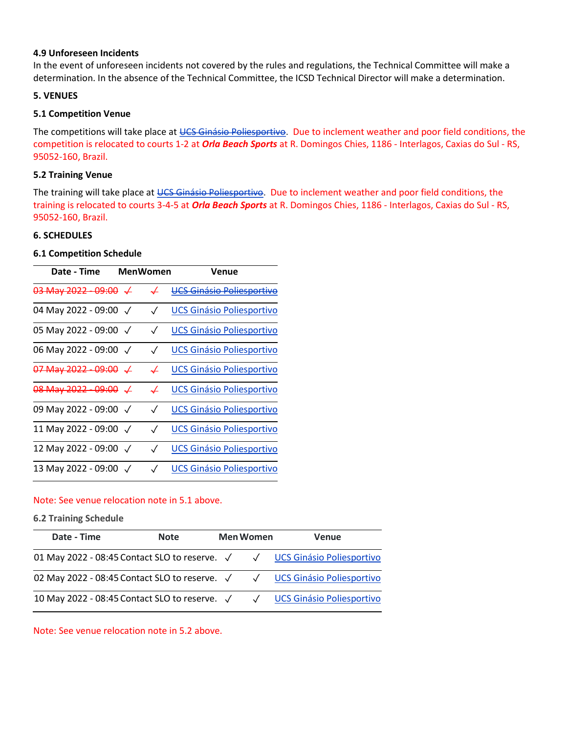**4.9 Unforeseen Incidents**

In the event of unforeseen incidents not covered by the rules and regulations, the Technical Committee will make a determination. In the absence of the Technical Committee, the ICSD Technical Director will make a determination.

## 5. VENUES

### 5.1 Competition Venue

The competitions will take place at ~~UCS Ginásio Poliesportivo~~. Due to inclement weather and poor field conditions, the competition is relocated to courts 1-2 at ***Orla Beach Sports*** at R. Domingos Chies, 1186 - Interlagos, Caxias do Sul - RS, 95052-160, Brazil.

### 5.2 Training Venue

The training will take place at ~~UCS Ginásio Poliesportivo~~. Due to inclement weather and poor field conditions, the training is relocated to courts 3-4-5 at ***Orla Beach Sports*** at R. Domingos Chies, 1186 - Interlagos, Caxias do Sul - RS, 95052-160, Brazil.

## 6. SCHEDULES

### 6.1 Competition Schedule

| Date - Time | Men | Women | Venue |
|---|---|---|---|
| ~~03 May 2022 - 09:00~~ | ~~✓~~ | ~~✓~~ | ~~UCS Ginásio Poliesportivo~~ |
| 04 May 2022 - 09:00 | ✓ | ✓ | UCS Ginásio Poliesportivo |
| 05 May 2022 - 09:00 | ✓ | ✓ | UCS Ginásio Poliesportivo |
| 06 May 2022 - 09:00 | ✓ | ✓ | UCS Ginásio Poliesportivo |
| ~~07 May 2022 - 09:00~~ | ~~✓~~ | ~~✓~~ | UCS Ginásio Poliesportivo |
| ~~08 May 2022 - 09:00~~ | ~~✓~~ | ~~✓~~ | UCS Ginásio Poliesportivo |
| 09 May 2022 - 09:00 | ✓ | ✓ | UCS Ginásio Poliesportivo |
| 11 May 2022 - 09:00 | ✓ | ✓ | UCS Ginásio Poliesportivo |
| 12 May 2022 - 09:00 | ✓ | ✓ | UCS Ginásio Poliesportivo |
| 13 May 2022 - 09:00 | ✓ | ✓ | UCS Ginásio Poliesportivo |

Note: See venue relocation note in 5.1 above.

### 6.2 Training Schedule

| Date - Time | Note | Men | Women | Venue |
|---|---|---|---|---|
| 01 May 2022 - 08:45 | Contact SLO to reserve. | ✓ | ✓ | UCS Ginásio Poliesportivo |
| 02 May 2022 - 08:45 | Contact SLO to reserve. | ✓ | ✓ | UCS Ginásio Poliesportivo |
| 10 May 2022 - 08:45 | Contact SLO to reserve. | ✓ | ✓ | UCS Ginásio Poliesportivo |

Note: See venue relocation note in 5.2 above.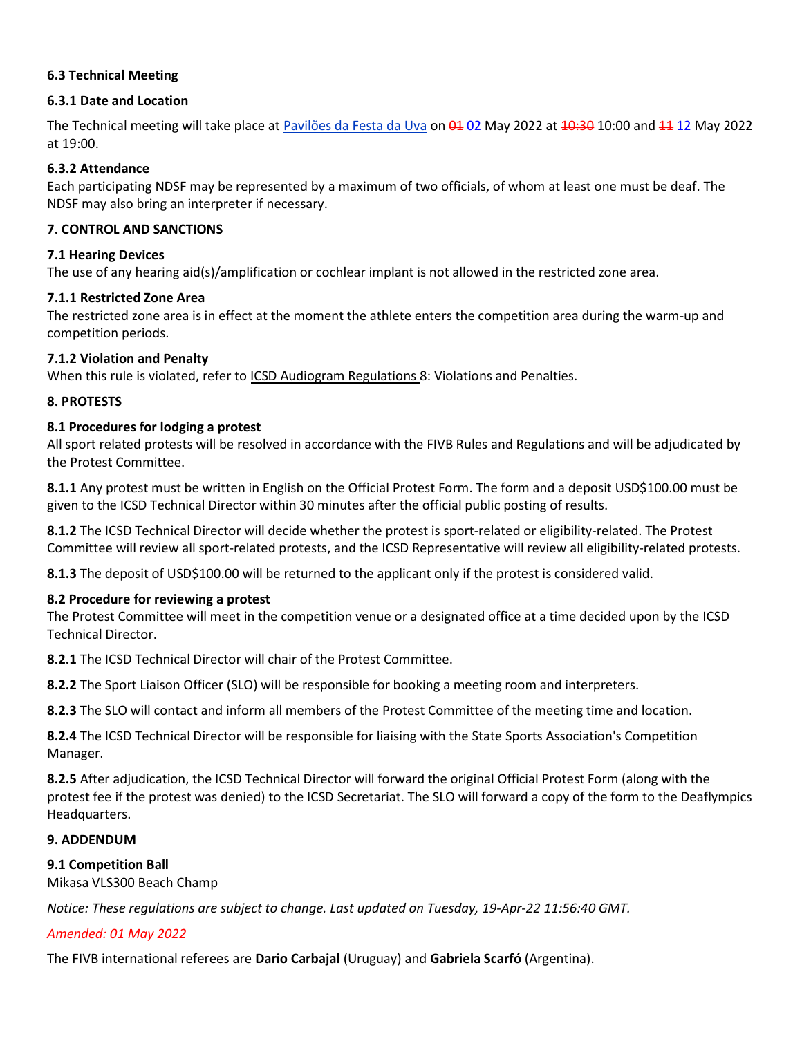**6.3 Technical Meeting**

**6.3.1 Date and Location**

The Technical meeting will take place at Pavilhões da Festa da Uva on ~~01~~ 02 May 2022 at ~~10:30~~ 10:00 and ~~11~~ 12 May 2022 at 19:00.

**6.3.2 Attendance**

Each participating NDSF may be represented by a maximum of two officials, of whom at least one must be deaf. The NDSF may also bring an interpreter if necessary.

**7. CONTROL AND SANCTIONS**

**7.1 Hearing Devices**

The use of any hearing aid(s)/amplification or cochlear implant is not allowed in the restricted zone area.

**7.1.1 Restricted Zone Area**

The restricted zone area is in effect at the moment the athlete enters the competition area during the warm-up and competition periods.

**7.1.2 Violation and Penalty**

When this rule is violated, refer to ICSD Audiogram Regulations 8: Violations and Penalties.

**8. PROTESTS**

**8.1 Procedures for lodging a protest**

All sport related protests will be resolved in accordance with the FIVB Rules and Regulations and will be adjudicated by the Protest Committee.

**8.1.1** Any protest must be written in English on the Official Protest Form. The form and a deposit USD$100.00 must be given to the ICSD Technical Director within 30 minutes after the official public posting of results.

**8.1.2** The ICSD Technical Director will decide whether the protest is sport-related or eligibility-related. The Protest Committee will review all sport-related protests, and the ICSD Representative will review all eligibility-related protests.

**8.1.3** The deposit of USD$100.00 will be returned to the applicant only if the protest is considered valid.

**8.2 Procedure for reviewing a protest**

The Protest Committee will meet in the competition venue or a designated office at a time decided upon by the ICSD Technical Director.

**8.2.1** The ICSD Technical Director will chair of the Protest Committee.

**8.2.2** The Sport Liaison Officer (SLO) will be responsible for booking a meeting room and interpreters.

**8.2.3** The SLO will contact and inform all members of the Protest Committee of the meeting time and location.

**8.2.4** The ICSD Technical Director will be responsible for liaising with the State Sports Association's Competition Manager.

**8.2.5** After adjudication, the ICSD Technical Director will forward the original Official Protest Form (along with the protest fee if the protest was denied) to the ICSD Secretariat. The SLO will forward a copy of the form to the Deaflympics Headquarters.

**9. ADDENDUM**

**9.1 Competition Ball**

Mikasa VLS300 Beach Champ

*Notice: These regulations are subject to change. Last updated on Tuesday, 19-Apr-22 11:56:40 GMT.*

*Amended: 01 May 2022*

The FIVB international referees are **Dario Carbajal** (Uruguay) and **Gabriela Scarfó** (Argentina).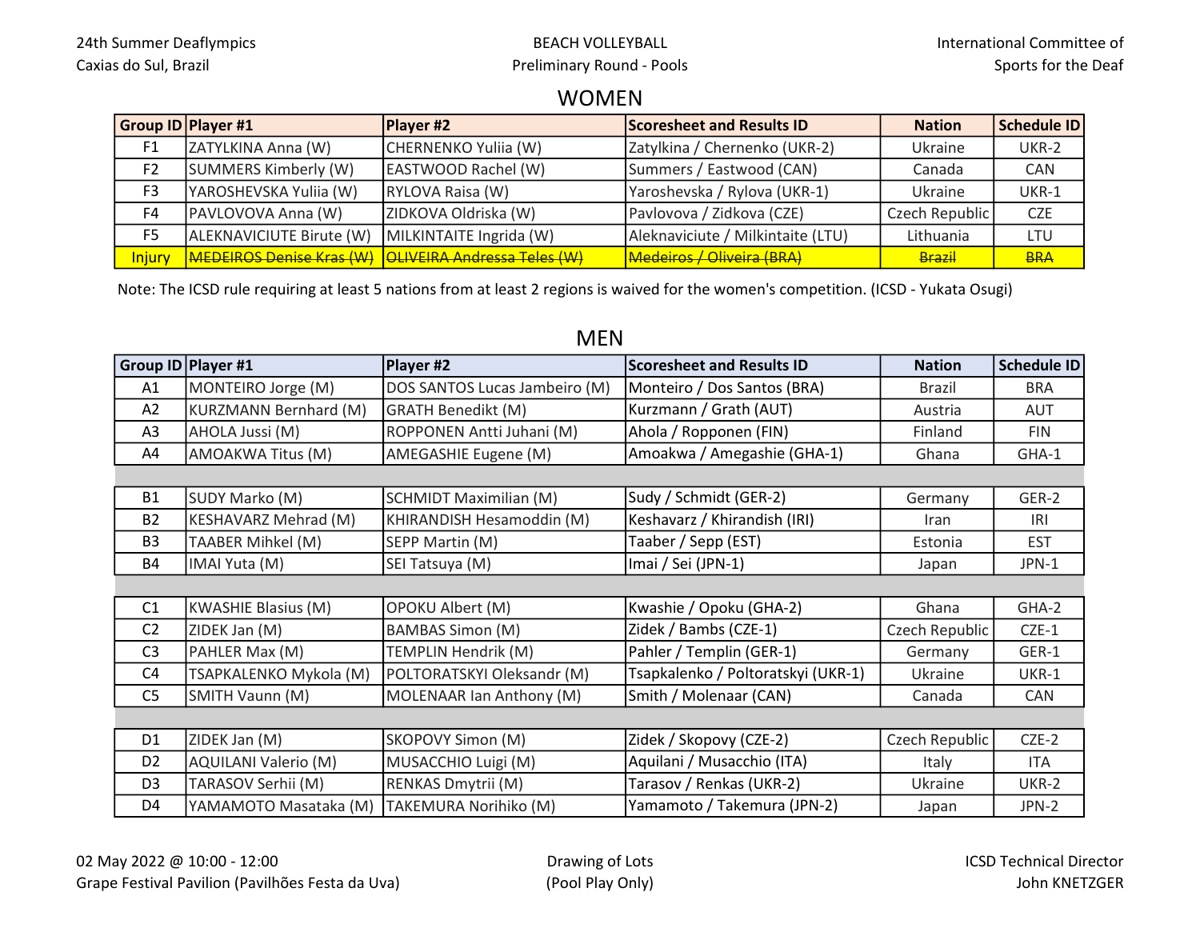24th Summer Deaflympics
Caxias do Sul, Brazil

BEACH VOLLEYBALL
Preliminary Round - Pools

International Committee of
Sports for the Deaf

## WOMEN

| Group ID | Player #1 | Player #2 | Scoresheet and Results ID | Nation | Schedule ID |
|---|---|---|---|---|---|
| F1 | ZATYLKINA Anna (W) | CHERNENKO Yuliia (W) | Zatylkina / Chernenko (UKR-2) | Ukraine | UKR-2 |
| F2 | SUMMERS Kimberly (W) | EASTWOOD Rachel (W) | Summers / Eastwood (CAN) | Canada | CAN |
| F3 | YAROSHEVSKA Yuliia (W) | RYLOVA Raisa (W) | Yaroshevska / Rylova (UKR-1) | Ukraine | UKR-1 |
| F4 | PAVLOVOVA Anna (W) | ZIDKOVA Oldriska (W) | Pavlovova / Zidkova (CZE) | Czech Republic | CZE |
| F5 | ALEKNAVICIUTE Birute (W) | MILKINTAITE Ingrida (W) | Aleknaviciute / Milkintaite (LTU) | Lithuania | LTU |
| Injury | ~~MEDEIROS Denise Kras (W)~~ | ~~OLIVEIRA Andressa Teles (W)~~ | ~~Medeiros / Oliveira (BRA)~~ | ~~Brazil~~ | ~~BRA~~ |

Note: The ICSD rule requiring at least 5 nations from at least 2 regions is waived for the women's competition. (ICSD - Yukata Osugi)

## MEN

| Group ID | Player #1 | Player #2 | Scoresheet and Results ID | Nation | Schedule ID |
|---|---|---|---|---|---|
| A1 | MONTEIRO Jorge (M) | DOS SANTOS Lucas Jambeiro (M) | Monteiro / Dos Santos (BRA) | Brazil | BRA |
| A2 | KURZMANN Bernhard (M) | GRATH Benedikt (M) | Kurzmann / Grath (AUT) | Austria | AUT |
| A3 | AHOLA Jussi (M) | ROPPONEN Antti Juhani (M) | Ahola / Ropponen (FIN) | Finland | FIN |
| A4 | AMOAKWA Titus (M) | AMEGASHIE Eugene (M) | Amoakwa / Amegashie (GHA-1) | Ghana | GHA-1 |
| | | | | | |
| B1 | SUDY Marko (M) | SCHMIDT Maximilian (M) | Sudy / Schmidt (GER-2) | Germany | GER-2 |
| B2 | KESHAVARZ Mehrad (M) | KHIRANDISH Hesamoddin (M) | Keshavarz / Khirandish (IRI) | Iran | IRI |
| B3 | TAABER Mihkel (M) | SEPP Martin (M) | Taaber / Sepp (EST) | Estonia | EST |
| B4 | IMAI Yuta (M) | SEI Tatsuya (M) | Imai / Sei (JPN-1) | Japan | JPN-1 |
| | | | | | |
| C1 | KWASHIE Blasius (M) | OPOKU Albert (M) | Kwashie / Opoku (GHA-2) | Ghana | GHA-2 |
| C2 | ZIDEK Jan (M) | BAMBAS Simon (M) | Zidek / Bambs (CZE-1) | Czech Republic | CZE-1 |
| C3 | PAHLER Max (M) | TEMPLIN Hendrik (M) | Pahler / Templin (GER-1) | Germany | GER-1 |
| C4 | TSAPKALENKO Mykola (M) | POLTORATSKYI Oleksandr (M) | Tsapkalenko / Poltoratskyi (UKR-1) | Ukraine | UKR-1 |
| C5 | SMITH Vaunn (M) | MOLENAAR Ian Anthony (M) | Smith / Molenaar (CAN) | Canada | CAN |
| | | | | | |
| D1 | ZIDEK Jan (M) | SKOPOVY Simon (M) | Zidek / Skopovy (CZE-2) | Czech Republic | CZE-2 |
| D2 | AQUILANI Valerio (M) | MUSACCHIO Luigi (M) | Aquilani / Musacchio (ITA) | Italy | ITA |
| D3 | TARASOV Serhii (M) | RENKAS Dmytrii (M) | Tarasov / Renkas (UKR-2) | Ukraine | UKR-2 |
| D4 | YAMAMOTO Masataka (M) | TAKEMURA Norihiko (M) | Yamamoto / Takemura (JPN-2) | Japan | JPN-2 |

02 May 2022 @ 10:00 - 12:00
Grape Festival Pavilion (Pavilhões Festa da Uva)

Drawing of Lots
(Pool Play Only)

ICSD Technical Director
John KNETZGER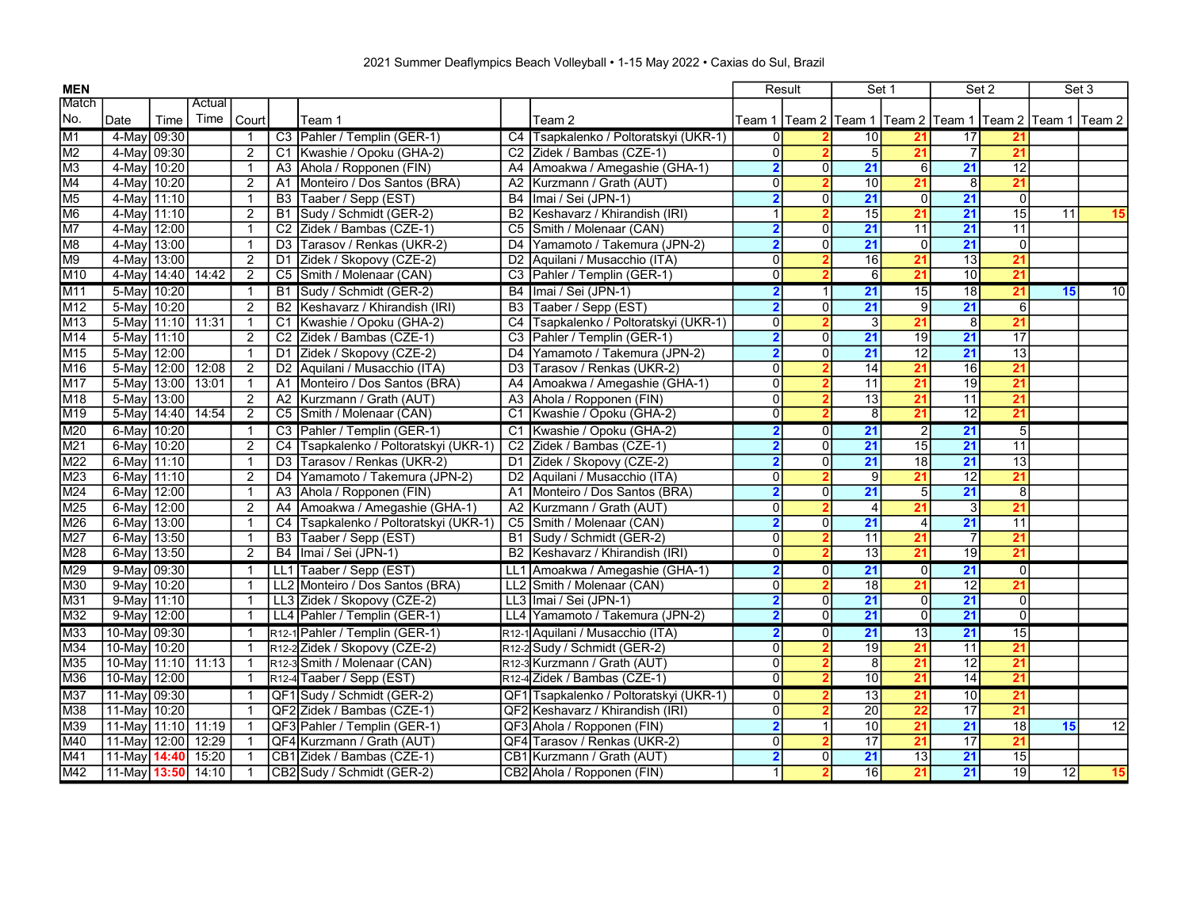2021 Summer Deaflympics Beach Volleyball • 1-15 May 2022 • Caxias do Sul, Brazil

## MEN

| Match No. | Date | Time | Actual Time | Court | | Team 1 | | Team 2 | Result Team 1 | Result Team 2 | Set 1 Team 1 | Set 1 Team 2 | Set 2 Team 1 | Set 2 Team 2 | Set 3 Team 1 | Set 3 Team 2 |
|---|---|---|---|---|---|---|---|---|---|---|---|---|---|---|---|---|
| M1 | 4-May | 09:30 | | 1 | C3 | Pahler / Templin (GER-1) | C4 | Tsapkalenko / Poltoratskyi (UKR-1) | 0 | 2 | 10 | 21 | 17 | 21 | | |
| M2 | 4-May | 09:30 | | 2 | C1 | Kwashie / Opoku (GHA-2) | C2 | Zidek / Bambas (CZE-1) | 0 | 2 | 5 | 21 | 7 | 21 | | |
| M3 | 4-May | 10:20 | | 1 | A3 | Ahola / Ropponen (FIN) | A4 | Amoakwa / Amegashie (GHA-1) | 2 | 0 | 21 | 6 | 21 | 12 | | |
| M4 | 4-May | 10:20 | | 2 | A1 | Monteiro / Dos Santos (BRA) | A2 | Kurzmann / Grath (AUT) | 0 | 2 | 10 | 21 | 8 | 21 | | |
| M5 | 4-May | 11:10 | | 1 | B3 | Taaber / Sepp (EST) | B4 | Imai / Sei (JPN-1) | 2 | 0 | 21 | 0 | 21 | 0 | | |
| M6 | 4-May | 11:10 | | 2 | B1 | Sudy / Schmidt (GER-2) | B2 | Keshavarz / Khirandish (IRI) | 1 | 2 | 15 | 21 | 21 | 15 | 11 | 15 |
| M7 | 4-May | 12:00 | | 1 | C2 | Zidek / Bambas (CZE-1) | C5 | Smith / Molenaar (CAN) | 2 | 0 | 21 | 11 | 21 | 11 | | |
| M8 | 4-May | 13:00 | | 1 | D3 | Tarasov / Renkas (UKR-2) | D4 | Yamamoto / Takemura (JPN-2) | 2 | 0 | 21 | 0 | 21 | 0 | | |
| M9 | 4-May | 13:00 | | 2 | D1 | Zidek / Skopovy (CZE-2) | D2 | Aquilani / Musacchio (ITA) | 0 | 2 | 16 | 21 | 13 | 21 | | |
| M10 | 4-May | 14:40 | 14:42 | 2 | C5 | Smith / Molenaar (CAN) | C3 | Pahler / Templin (GER-1) | 0 | 2 | 6 | 21 | 10 | 21 | | |
| M11 | 5-May | 10:20 | | 1 | B1 | Sudy / Schmidt (GER-2) | B4 | Imai / Sei (JPN-1) | 2 | 1 | 21 | 15 | 18 | 21 | 15 | 10 |
| M12 | 5-May | 10:20 | | 2 | B2 | Keshavarz / Khirandish (IRI) | B3 | Taaber / Sepp (EST) | 2 | 0 | 21 | 9 | 21 | 6 | | |
| M13 | 5-May | 11:10 | 11:31 | 1 | C1 | Kwashie / Opoku (GHA-2) | C4 | Tsapkalenko / Poltoratskyi (UKR-1) | 0 | 2 | 3 | 21 | 8 | 21 | | |
| M14 | 5-May | 11:10 | | 2 | C2 | Zidek / Bambas (CZE-1) | C3 | Pahler / Templin (GER-1) | 2 | 0 | 21 | 19 | 21 | 17 | | |
| M15 | 5-May | 12:00 | | 1 | D1 | Zidek / Skopovy (CZE-2) | D4 | Yamamoto / Takemura (JPN-2) | 2 | 0 | 21 | 12 | 21 | 13 | | |
| M16 | 5-May | 12:00 | 12:08 | 2 | D2 | Aquilani / Musacchio (ITA) | D3 | Tarasov / Renkas (UKR-2) | 0 | 2 | 14 | 21 | 16 | 21 | | |
| M17 | 5-May | 13:00 | 13:01 | 1 | A1 | Monteiro / Dos Santos (BRA) | A4 | Amoakwa / Amegashie (GHA-1) | 0 | 2 | 11 | 21 | 19 | 21 | | |
| M18 | 5-May | 13:00 | | 2 | A2 | Kurzmann / Grath (AUT) | A3 | Ahola / Ropponen (FIN) | 0 | 2 | 13 | 21 | 11 | 21 | | |
| M19 | 5-May | 14:40 | 14:54 | 2 | C5 | Smith / Molenaar (CAN) | C1 | Kwashie / Opoku (GHA-2) | 0 | 2 | 8 | 21 | 12 | 21 | | |
| M20 | 6-May | 10:20 | | 1 | C3 | Pahler / Templin (GER-1) | C1 | Kwashie / Opoku (GHA-2) | 2 | 0 | 21 | 2 | 21 | 5 | | |
| M21 | 6-May | 10:20 | | 2 | C4 | Tsapkalenko / Poltoratskyi (UKR-1) | C2 | Zidek / Bambas (CZE-1) | 2 | 0 | 21 | 15 | 21 | 11 | | |
| M22 | 6-May | 11:10 | | 1 | D3 | Tarasov / Renkas (UKR-2) | D1 | Zidek / Skopovy (CZE-2) | 2 | 0 | 21 | 18 | 21 | 13 | | |
| M23 | 6-May | 11:10 | | 2 | D4 | Yamamoto / Takemura (JPN-2) | D2 | Aquilani / Musacchio (ITA) | 0 | 2 | 9 | 21 | 12 | 21 | | |
| M24 | 6-May | 12:00 | | 1 | A3 | Ahola / Ropponen (FIN) | A1 | Monteiro / Dos Santos (BRA) | 2 | 0 | 21 | 5 | 21 | 8 | | |
| M25 | 6-May | 12:00 | | 2 | A4 | Amoakwa / Amegashie (GHA-1) | A2 | Kurzmann / Grath (AUT) | 0 | 2 | 4 | 21 | 3 | 21 | | |
| M26 | 6-May | 13:00 | | 1 | C4 | Tsapkalenko / Poltoratskyi (UKR-1) | C5 | Smith / Molenaar (CAN) | 2 | 0 | 21 | 4 | 21 | 11 | | |
| M27 | 6-May | 13:50 | | 1 | B3 | Taaber / Sepp (EST) | B1 | Sudy / Schmidt (GER-2) | 0 | 2 | 11 | 21 | 7 | 21 | | |
| M28 | 6-May | 13:50 | | 2 | B4 | Imai / Sei (JPN-1) | B2 | Keshavarz / Khirandish (IRI) | 0 | 2 | 13 | 21 | 19 | 21 | | |
| M29 | 9-May | 09:30 | | 1 | LL1 | Taaber / Sepp (EST) | LL1 | Amoakwa / Amegashie (GHA-1) | 2 | 0 | 21 | 0 | 21 | 0 | | |
| M30 | 9-May | 10:20 | | 1 | LL2 | Monteiro / Dos Santos (BRA) | LL2 | Smith / Molenaar (CAN) | 0 | 2 | 18 | 21 | 12 | 21 | | |
| M31 | 9-May | 11:10 | | 1 | LL3 | Zidek / Skopovy (CZE-2) | LL3 | Imai / Sei (JPN-1) | 2 | 0 | 21 | 0 | 21 | 0 | | |
| M32 | 9-May | 12:00 | | 1 | LL4 | Pahler / Templin (GER-1) | LL4 | Yamamoto / Takemura (JPN-2) | 2 | 0 | 21 | 0 | 21 | 0 | | |
| M33 | 10-May | 09:30 | | 1 | R12-1 | Pahler / Templin (GER-1) | R12-1 | Aquilani / Musacchio (ITA) | 2 | 0 | 21 | 13 | 21 | 15 | | |
| M34 | 10-May | 10:20 | | 1 | R12-2 | Zidek / Skopovy (CZE-2) | R12-2 | Sudy / Schmidt (GER-2) | 0 | 2 | 19 | 21 | 11 | 21 | | |
| M35 | 10-May | 11:10 | 11:13 | 1 | R12-3 | Smith / Molenaar (CAN) | R12-3 | Kurzmann / Grath (AUT) | 0 | 2 | 8 | 21 | 12 | 21 | | |
| M36 | 10-May | 12:00 | | 1 | R12-4 | Taaber / Sepp (EST) | R12-4 | Zidek / Bambas (CZE-1) | 0 | 2 | 10 | 21 | 14 | 21 | | |
| M37 | 11-May | 09:30 | | 1 | QF1 | Sudy / Schmidt (GER-2) | QF1 | Tsapkalenko / Poltoratskyi (UKR-1) | 0 | 2 | 13 | 21 | 10 | 21 | | |
| M38 | 11-May | 10:20 | | 1 | QF2 | Zidek / Bambas (CZE-1) | QF2 | Keshavarz / Khirandish (IRI) | 0 | 2 | 20 | 22 | 17 | 21 | | |
| M39 | 11-May | 11:10 | 11:19 | 1 | QF3 | Pahler / Templin (GER-1) | QF3 | Ahola / Ropponen (FIN) | 2 | 1 | 10 | 21 | 21 | 18 | 15 | 12 |
| M40 | 11-May | 12:00 | 12:29 | 1 | QF4 | Kurzmann / Grath (AUT) | QF4 | Tarasov / Renkas (UKR-2) | 0 | 2 | 17 | 21 | 17 | 21 | | |
| M41 | 11-May | 14:40 | 15:20 | 1 | CB1 | Zidek / Bambas (CZE-1) | CB1 | Kurzmann / Grath (AUT) | 2 | 0 | 21 | 13 | 21 | 15 | | |
| M42 | 11-May | 13:50 | 14:10 | 1 | CB2 | Sudy / Schmidt (GER-2) | CB2 | Ahola / Ropponen (FIN) | 1 | 2 | 16 | 21 | 21 | 19 | 12 | 15 |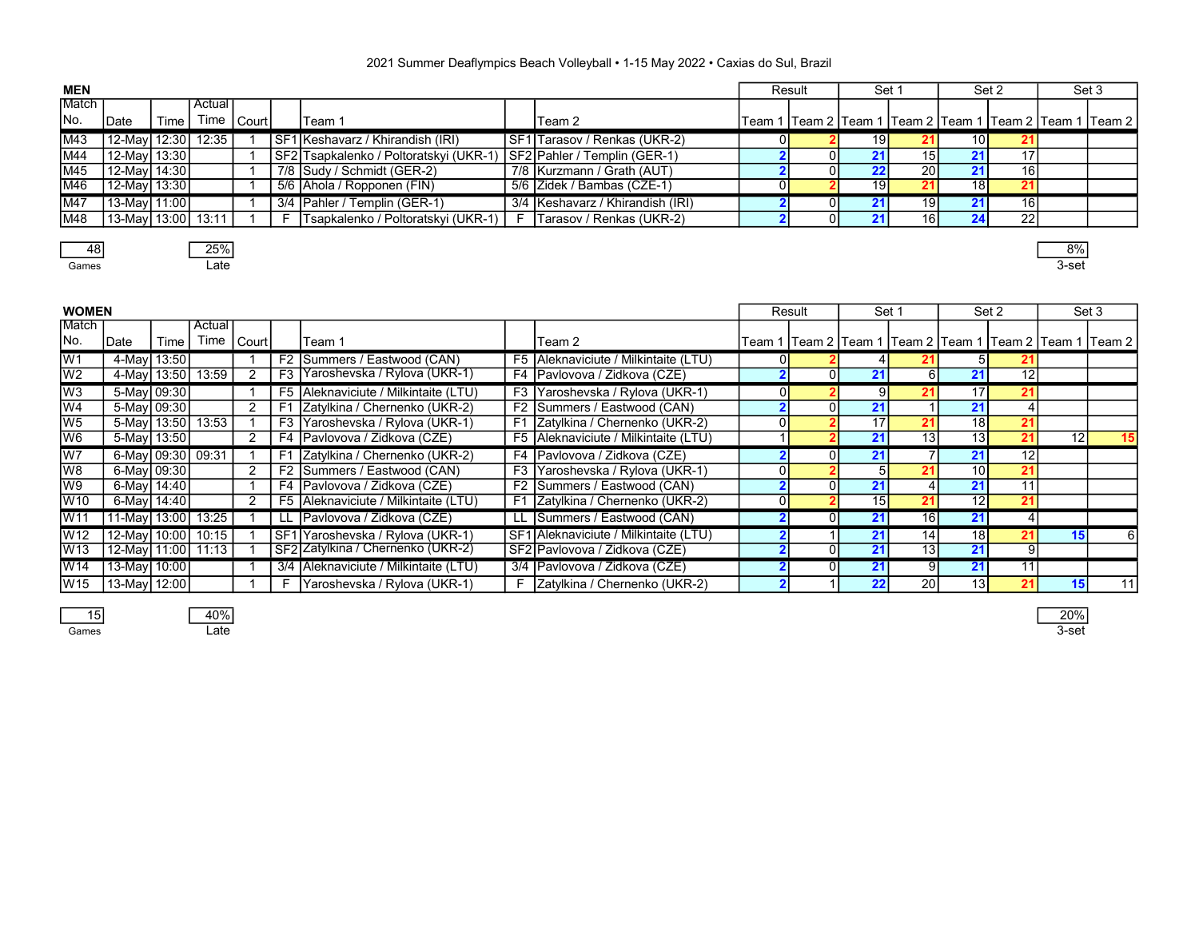2021 Summer Deaflympics Beach Volleyball • 1-15 May 2022 • Caxias do Sul, Brazil

## MEN

| Match No. | Date | Time | Actual Time | Court | | Team 1 | | Team 2 | Result Team 1 | Result Team 2 | Set 1 Team 1 | Set 1 Team 2 | Set 2 Team 1 | Set 2 Team 2 | Set 3 Team 1 | Set 3 Team 2 |
|---|---|---|---|---|---|---|---|---|---|---|---|---|---|---|---|---|
| M43 | 12-May | 12:30 | 12:35 | 1 | SF1 | Keshavarz / Khirandish (IRI) | SF1 | Tarasov / Renkas (UKR-2) | 0 | 2 | 19 | 21 | 10 | 21 | | |
| M44 | 12-May | 13:30 | | 1 | SF2 | Tsapkalenko / Poltoratskyi (UKR-1) | SF2 | Pahler / Templin (GER-1) | 2 | 0 | 21 | 15 | 21 | 17 | | |
| M45 | 12-May | 14:30 | | 1 | 7/8 | Sudy / Schmidt (GER-2) | 7/8 | Kurzmann / Grath (AUT) | 2 | 0 | 22 | 20 | 21 | 16 | | |
| M46 | 12-May | 13:30 | | 1 | 5/6 | Ahola / Ropponen (FIN) | 5/6 | Zidek / Bambas (CZE-1) | 0 | 2 | 19 | 21 | 18 | 21 | | |
| M47 | 13-May | 11:00 | | 1 | 3/4 | Pahler / Templin (GER-1) | 3/4 | Keshavarz / Khirandish (IRI) | 2 | 0 | 21 | 19 | 21 | 16 | | |
| M48 | 13-May | 13:00 | 13:11 | 1 | F | Tsapkalenko / Poltoratskyi (UKR-1) | F | Tarasov / Renkas (UKR-2) | 2 | 0 | 21 | 16 | 24 | 22 | | |

48 Games | 25% Late | 8% 3-set

## WOMEN

| Match No. | Date | Time | Actual Time | Court | | Team 1 | | Team 2 | Result Team 1 | Result Team 2 | Set 1 Team 1 | Set 1 Team 2 | Set 2 Team 1 | Set 2 Team 2 | Set 3 Team 1 | Set 3 Team 2 |
|---|---|---|---|---|---|---|---|---|---|---|---|---|---|---|---|---|
| W1 | 4-May | 13:50 | | 1 | F2 | Summers / Eastwood (CAN) | F5 | Aleknaviciute / Milkintaite (LTU) | 0 | 2 | 4 | 21 | 5 | 21 | | |
| W2 | 4-May | 13:50 | 13:59 | 2 | F3 | Yaroshevska / Rylova (UKR-1) | F4 | Pavlovova / Zidkova (CZE) | 2 | 0 | 21 | 6 | 21 | 12 | | |
| W3 | 5-May | 09:30 | | 1 | F5 | Aleknaviciute / Milkintaite (LTU) | F3 | Yaroshevska / Rylova (UKR-1) | 0 | 2 | 9 | 21 | 17 | 21 | | |
| W4 | 5-May | 09:30 | | 2 | F1 | Zatylkina / Chernenko (UKR-2) | F2 | Summers / Eastwood (CAN) | 2 | 0 | 21 | 1 | 21 | 4 | | |
| W5 | 5-May | 13:50 | 13:53 | 1 | F3 | Yaroshevska / Rylova (UKR-1) | F1 | Zatylkina / Chernenko (UKR-2) | 0 | 2 | 17 | 21 | 18 | 21 | | |
| W6 | 5-May | 13:50 | | 2 | F4 | Pavlovova / Zidkova (CZE) | F5 | Aleknaviciute / Milkintaite (LTU) | 1 | 2 | 21 | 13 | 13 | 21 | 12 | 15 |
| W7 | 6-May | 09:30 | 09:31 | 1 | F1 | Zatylkina / Chernenko (UKR-2) | F4 | Pavlovova / Zidkova (CZE) | 2 | 0 | 21 | 7 | 21 | 12 | | |
| W8 | 6-May | 09:30 | | 2 | F2 | Summers / Eastwood (CAN) | F3 | Yaroshevska / Rylova (UKR-1) | 0 | 2 | 5 | 21 | 10 | 21 | | |
| W9 | 6-May | 14:40 | | 1 | F4 | Pavlovova / Zidkova (CZE) | F2 | Summers / Eastwood (CAN) | 2 | 0 | 21 | 4 | 21 | 11 | | |
| W10 | 6-May | 14:40 | | 2 | F5 | Aleknaviciute / Milkintaite (LTU) | F1 | Zatylkina / Chernenko (UKR-2) | 0 | 2 | 15 | 21 | 12 | 21 | | |
| W11 | 11-May | 13:00 | 13:25 | 1 | LL | Pavlovova / Zidkova (CZE) | LL | Summers / Eastwood (CAN) | 2 | 0 | 21 | 16 | 21 | 4 | | |
| W12 | 12-May | 10:00 | 10:15 | 1 | SF1 | Yaroshevska / Rylova (UKR-1) | SF1 | Aleknaviciute / Milkintaite (LTU) | 2 | 1 | 21 | 14 | 18 | 21 | 15 | 6 |
| W13 | 12-May | 11:00 | 11:13 | 1 | SF2 | Zatylkina / Chernenko (UKR-2) | SF2 | Pavlovova / Zidkova (CZE) | 2 | 0 | 21 | 13 | 21 | 9 | | |
| W14 | 13-May | 10:00 | | 1 | 3/4 | Aleknaviciute / Milkintaite (LTU) | 3/4 | Pavlovova / Zidkova (CZE) | 2 | 0 | 21 | 9 | 21 | 11 | | |
| W15 | 13-May | 12:00 | | 1 | F | Yaroshevska / Rylova (UKR-1) | F | Zatylkina / Chernenko (UKR-2) | 2 | 1 | 22 | 20 | 13 | 21 | 15 | 11 |

15 Games | 40% Late | 20% 3-set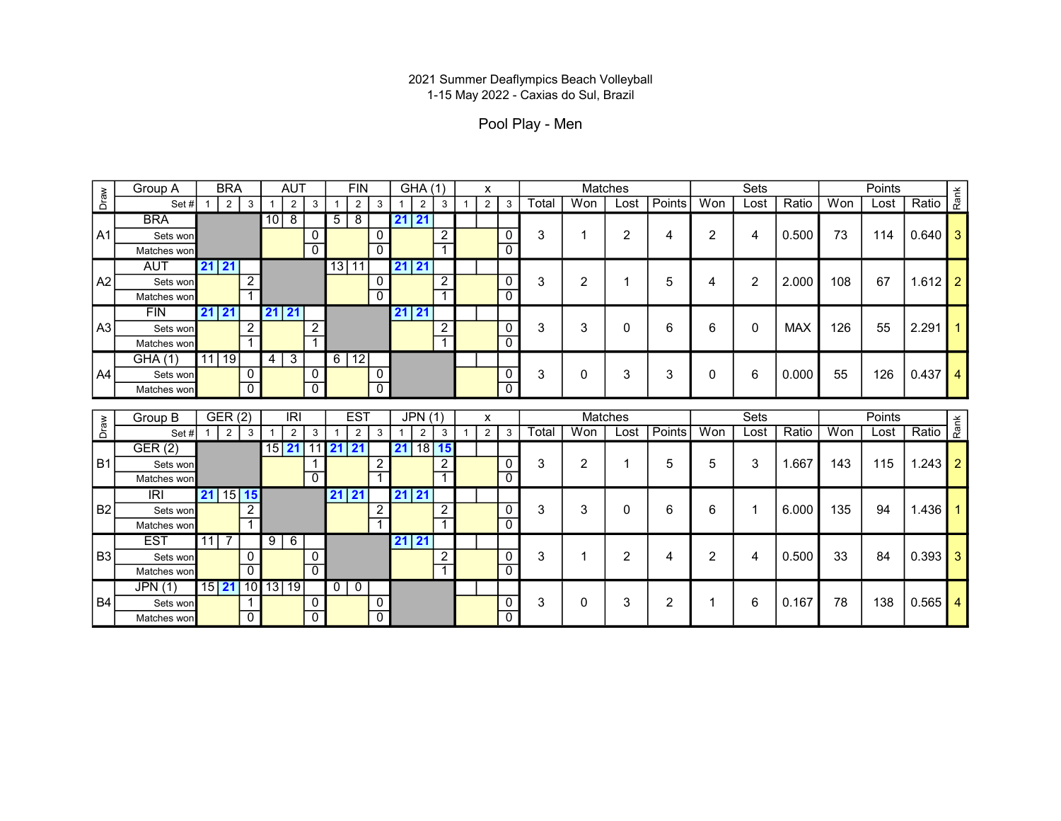2021 Summer Deaflympics Beach Volleyball
1-15 May 2022 - Caxias do Sul, Brazil

Pool Play - Men

| Draw | Group A | BRA | | | AUT | | | FIN | | | GHA (1) | | | x | | | Matches | | | | Sets | | | Points | | | Rank |
|---|---|---|---|---|---|---|---|---|---|---|---|---|---|---|---|---|---|---|---|---|---|---|---|---|---|---|---|
| | Set # | 1 | 2 | 3 | 1 | 2 | 3 | 1 | 2 | 3 | 1 | 2 | 3 | 1 | 2 | 3 | Total | Won | Lost | Points | Won | Lost | Ratio | Won | Lost | Ratio | |
| A1 | BRA | | | | 10 | 8 | | 5 | 8 | | 21 | 21 | | | | | 3 | 1 | 2 | 4 | 2 | 4 | 0.500 | 73 | 114 | 0.640 | 3 |
| | Sets won | | | | | | 0 | | | 0 | | | 2 | | | 0 | | | | | | | | | | | |
| | Matches won | | | | | | 0 | | | 0 | | | 1 | | | 0 | | | | | | | | | | | |
| A2 | AUT | 21 | 21 | | | | | 13 | 11 | | 21 | 21 | | | | | 3 | 2 | 1 | 5 | 4 | 2 | 2.000 | 108 | 67 | 1.612 | 2 |
| | Sets won | | | 2 | | | | | | 0 | | | 2 | | | 0 | | | | | | | | | | | |
| | Matches won | | | 1 | | | | | | 0 | | | 1 | | | 0 | | | | | | | | | | | |
| A3 | FIN | 21 | 21 | | 21 | 21 | | | | | 21 | 21 | | | | | 3 | 3 | 0 | 6 | 6 | 0 | MAX | 126 | 55 | 2.291 | 1 |
| | Sets won | | | 2 | | | 2 | | | | | | 2 | | | 0 | | | | | | | | | | | |
| | Matches won | | | 1 | | | 1 | | | | | | 1 | | | 0 | | | | | | | | | | | |
| A4 | GHA (1) | 11 | 19 | | 4 | 3 | | 6 | 12 | | | | | | | | 3 | 0 | 3 | 3 | 0 | 6 | 0.000 | 55 | 126 | 0.437 | 4 |
| | Sets won | | | 0 | | | 0 | | | 0 | | | | | | 0 | | | | | | | | | | | |
| | Matches won | | | 0 | | | 0 | | | 0 | | | | | | 0 | | | | | | | | | | | |

| Draw | Group B | GER (2) | | | IRI | | | EST | | | JPN (1) | | | x | | | Matches | | | | Sets | | | Points | | | Rank |
|---|---|---|---|---|---|---|---|---|---|---|---|---|---|---|---|---|---|---|---|---|---|---|---|---|---|---|---|
| | Set # | 1 | 2 | 3 | 1 | 2 | 3 | 1 | 2 | 3 | 1 | 2 | 3 | 1 | 2 | 3 | Total | Won | Lost | Points | Won | Lost | Ratio | Won | Lost | Ratio | |
| B1 | GER (2) | | | | 15 | 21 | 11 | 21 | 21 | | 21 | 18 | 15 | | | | 3 | 2 | 1 | 5 | 5 | 3 | 1.667 | 143 | 115 | 1.243 | 2 |
| | Sets won | | | | | | 1 | | | 2 | | | 2 | | | 0 | | | | | | | | | | | |
| | Matches won | | | | | | 0 | | | 1 | | | 1 | | | 0 | | | | | | | | | | | |
| B2 | IRI | 21 | 15 | 15 | | | | 21 | 21 | | 21 | 21 | | | | | 3 | 3 | 0 | 6 | 6 | 1 | 6.000 | 135 | 94 | 1.436 | 1 |
| | Sets won | | | 2 | | | | | | 2 | | | 2 | | | 0 | | | | | | | | | | | |
| | Matches won | | | 1 | | | | | | 1 | | | 1 | | | 0 | | | | | | | | | | | |
| B3 | EST | 11 | 7 | | 9 | 6 | | | | | 21 | 21 | | | | | 3 | 1 | 2 | 4 | 2 | 4 | 0.500 | 33 | 84 | 0.393 | 3 |
| | Sets won | | | 0 | | | 0 | | | | | | 2 | | | 0 | | | | | | | | | | | |
| | Matches won | | | 0 | | | 0 | | | | | | 1 | | | 0 | | | | | | | | | | | |
| B4 | JPN (1) | 15 | 21 | 10 | 13 | 19 | | 0 | 0 | | | | | | | | 3 | 0 | 3 | 2 | 1 | 6 | 0.167 | 78 | 138 | 0.565 | 4 |
| | Sets won | | | 1 | | | 0 | | | 0 | | | | | | 0 | | | | | | | | | | | |
| | Matches won | | | 0 | | | 0 | | | 0 | | | | | | 0 | | | | | | | | | | | |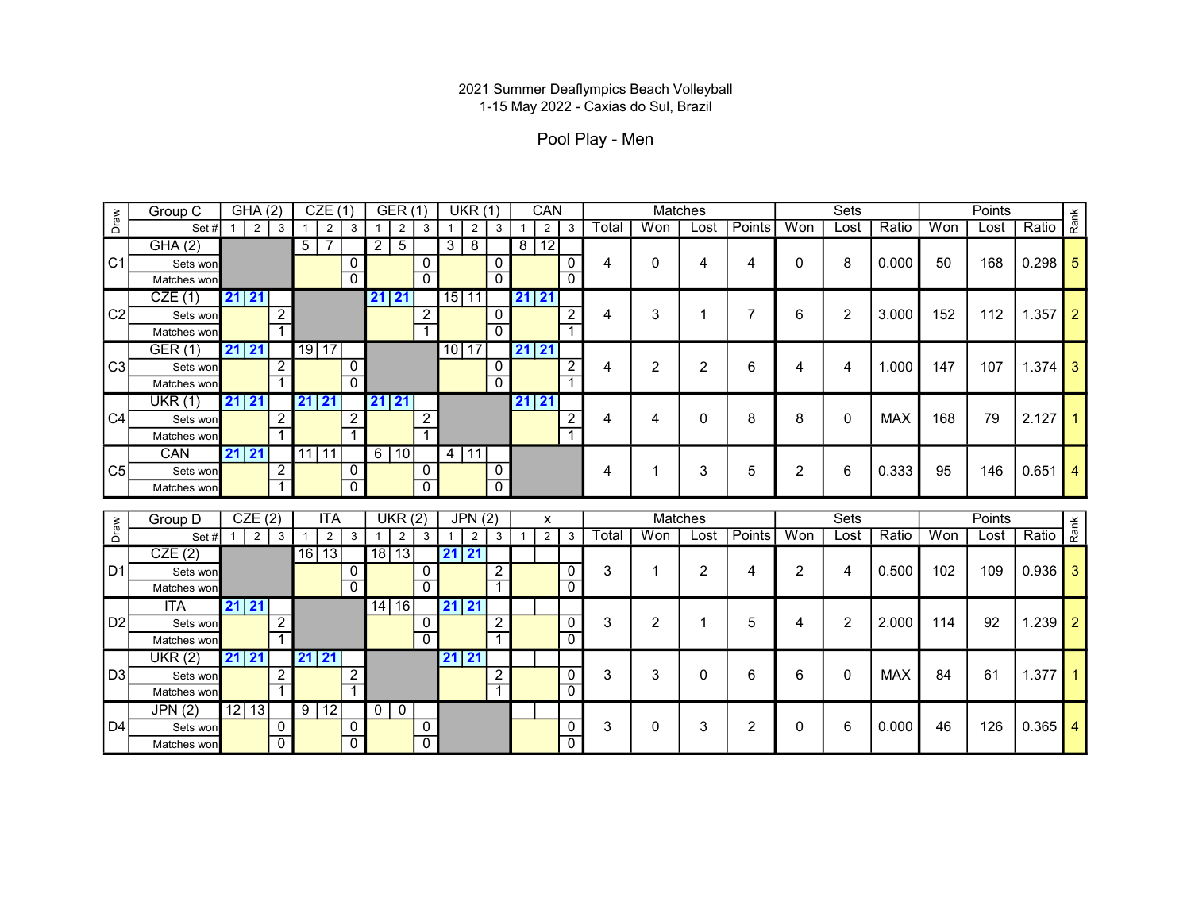2021 Summer Deaflympics Beach Volleyball
1-15 May 2022 - Caxias do Sul, Brazil

Pool Play - Men

| Draw | Group C | GHA (2) | | | CZE (1) | | | GER (1) | | | UKR (1) | | | CAN | | | Matches | | | | Sets | | | Points | | | Rank |
|---|---|---|---|---|---|---|---|---|---|---|---|---|---|---|---|---|---|---|---|---|---|---|---|---|---|---|---|
| | Set # | 1 | 2 | 3 | 1 | 2 | 3 | 1 | 2 | 3 | 1 | 2 | 3 | 1 | 2 | 3 | Total | Won | Lost | Points | Won | Lost | Ratio | Won | Lost | Ratio | |
| C1 | GHA (2) | | | | 5 | 7 | | 2 | 5 | | 3 | 8 | | 8 | 12 | | 4 | 0 | 4 | 4 | 0 | 8 | 0.000 | 50 | 168 | 0.298 | 5 |
| | Sets won | | | | | | 0 | | | 0 | | | 0 | | | 0 | | | | | | | | | | | |
| | Matches won | | | | | | 0 | | | 0 | | | 0 | | | 0 | | | | | | | | | | | |
| C2 | CZE (1) | 21 | 21 | | | | | 21 | 21 | | 15 | 11 | | 21 | 21 | | 4 | 3 | 1 | 7 | 6 | 2 | 3.000 | 152 | 112 | 1.357 | 2 |
| | Sets won | | | 2 | | | | | | 2 | | | 0 | | | 2 | | | | | | | | | | | |
| | Matches won | | | 1 | | | | | | 1 | | | 0 | | | 1 | | | | | | | | | | | |
| C3 | GER (1) | 21 | 21 | | 19 | 17 | | | | | 10 | 17 | | 21 | 21 | | 4 | 2 | 2 | 6 | 4 | 4 | 1.000 | 147 | 107 | 1.374 | 3 |
| | Sets won | | | 2 | | | 0 | | | | | | 0 | | | 2 | | | | | | | | | | | |
| | Matches won | | | 1 | | | 0 | | | | | | 0 | | | 1 | | | | | | | | | | | |
| C4 | UKR (1) | 21 | 21 | | 21 | 21 | | 21 | 21 | | | | | 21 | 21 | | 4 | 4 | 0 | 8 | 8 | 0 | MAX | 168 | 79 | 2.127 | 1 |
| | Sets won | | | 2 | | | 2 | | | 2 | | | | | | 2 | | | | | | | | | | | |
| | Matches won | | | 1 | | | 1 | | | 1 | | | | | | 1 | | | | | | | | | | | |
| C5 | CAN | 21 | 21 | | 11 | 11 | | 6 | 10 | | 4 | 11 | | | | | 4 | 1 | 3 | 5 | 2 | 6 | 0.333 | 95 | 146 | 0.651 | 4 |
| | Sets won | | | 2 | | | 0 | | | 0 | | | 0 | | | | | | | | | | | | | | |
| | Matches won | | | 1 | | | 0 | | | 0 | | | 0 | | | | | | | | | | | | | | |

| Draw | Group D | CZE (2) | | | ITA | | | UKR (2) | | | JPN (2) | | | x | | | Matches | | | | Sets | | | Points | | | Rank |
|---|---|---|---|---|---|---|---|---|---|---|---|---|---|---|---|---|---|---|---|---|---|---|---|---|---|---|---|
| | Set # | 1 | 2 | 3 | 1 | 2 | 3 | 1 | 2 | 3 | 1 | 2 | 3 | 1 | 2 | 3 | Total | Won | Lost | Points | Won | Lost | Ratio | Won | Lost | Ratio | |
| D1 | CZE (2) | | | | 16 | 13 | | 18 | 13 | | 21 | 21 | | | | | 3 | 1 | 2 | 4 | 2 | 4 | 0.500 | 102 | 109 | 0.936 | 3 |
| | Sets won | | | | | | 0 | | | 0 | | | 2 | | | 0 | | | | | | | | | | | |
| | Matches won | | | | | | 0 | | | 0 | | | 1 | | | 0 | | | | | | | | | | | |
| D2 | ITA | 21 | 21 | | | | | 14 | 16 | | 21 | 21 | | | | | 3 | 2 | 1 | 5 | 4 | 2 | 2.000 | 114 | 92 | 1.239 | 2 |
| | Sets won | | | 2 | | | | | | 0 | | | 2 | | | 0 | | | | | | | | | | | |
| | Matches won | | | 1 | | | | | | 0 | | | 1 | | | 0 | | | | | | | | | | | |
| D3 | UKR (2) | 21 | 21 | | 21 | 21 | | | | | 21 | 21 | | | | | 3 | 3 | 0 | 6 | 6 | 0 | MAX | 84 | 61 | 1.377 | 1 |
| | Sets won | | | 2 | | | 2 | | | | | | 2 | | | 0 | | | | | | | | | | | |
| | Matches won | | | 1 | | | 1 | | | | | | 1 | | | 0 | | | | | | | | | | | |
| D4 | JPN (2) | 12 | 13 | | 9 | 12 | | 0 | 0 | | | | | | | | 3 | 0 | 3 | 2 | 0 | 6 | 0.000 | 46 | 126 | 0.365 | 4 |
| | Sets won | | | 0 | | | 0 | | | 0 | | | | | | 0 | | | | | | | | | | | |
| | Matches won | | | 0 | | | 0 | | | 0 | | | | | | 0 | | | | | | | | | | | |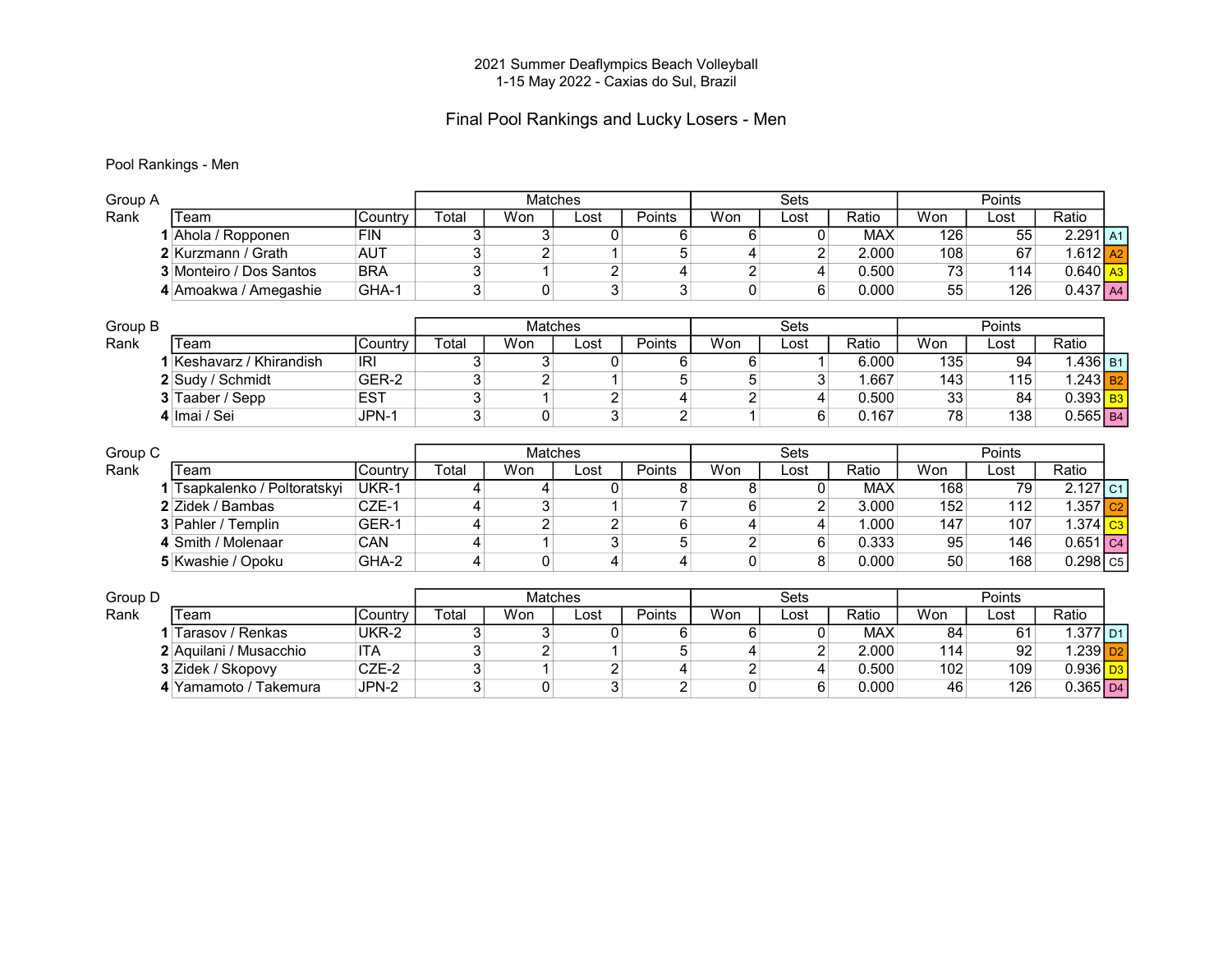2021 Summer Deaflympics Beach Volleyball

1-15 May 2022 - Caxias do Sul, Brazil

# Final Pool Rankings and Lucky Losers - Men

## Pool Rankings - Men

| Group A | | | Matches | | | | Sets | | | Points | | | |
|---|---|---|---|---|---|---|---|---|---|---|---|---|---|
| Rank | Team | Country | Total | Won | Lost | Points | Won | Lost | Ratio | Won | Lost | Ratio | |
| 1 | Ahola / Ropponen | FIN | 3 | 3 | 0 | 6 | 6 | 0 | MAX | 126 | 55 | 2.291 | A1 |
| 2 | Kurzmann / Grath | AUT | 3 | 2 | 1 | 5 | 4 | 2 | 2.000 | 108 | 67 | 1.612 | A2 |
| 3 | Monteiro / Dos Santos | BRA | 3 | 1 | 2 | 4 | 2 | 4 | 0.500 | 73 | 114 | 0.640 | A3 |
| 4 | Amoakwa / Amegashie | GHA-1 | 3 | 0 | 3 | 3 | 0 | 6 | 0.000 | 55 | 126 | 0.437 | A4 |

| Group B | | | Matches | | | | Sets | | | Points | | | |
|---|---|---|---|---|---|---|---|---|---|---|---|---|---|
| Rank | Team | Country | Total | Won | Lost | Points | Won | Lost | Ratio | Won | Lost | Ratio | |
| 1 | Keshavarz / Khirandish | IRI | 3 | 3 | 0 | 6 | 6 | 1 | 6.000 | 135 | 94 | 1.436 | B1 |
| 2 | Sudy / Schmidt | GER-2 | 3 | 2 | 1 | 5 | 5 | 3 | 1.667 | 143 | 115 | 1.243 | B2 |
| 3 | Taaber / Sepp | EST | 3 | 1 | 2 | 4 | 2 | 4 | 0.500 | 33 | 84 | 0.393 | B3 |
| 4 | Imai / Sei | JPN-1 | 3 | 0 | 3 | 2 | 1 | 6 | 0.167 | 78 | 138 | 0.565 | B4 |

| Group C | | | Matches | | | | Sets | | | Points | | | |
|---|---|---|---|---|---|---|---|---|---|---|---|---|---|
| Rank | Team | Country | Total | Won | Lost | Points | Won | Lost | Ratio | Won | Lost | Ratio | |
| 1 | Tsapkalenko / Poltoratskyi | UKR-1 | 4 | 4 | 0 | 8 | 8 | 0 | MAX | 168 | 79 | 2.127 | C1 |
| 2 | Zidek / Bambas | CZE-1 | 4 | 3 | 1 | 7 | 6 | 2 | 3.000 | 152 | 112 | 1.357 | C2 |
| 3 | Pahler / Templin | GER-1 | 4 | 2 | 2 | 6 | 4 | 4 | 1.000 | 147 | 107 | 1.374 | C3 |
| 4 | Smith / Molenaar | CAN | 4 | 1 | 3 | 5 | 2 | 6 | 0.333 | 95 | 146 | 0.651 | C4 |
| 5 | Kwashie / Opoku | GHA-2 | 4 | 0 | 4 | 4 | 0 | 8 | 0.000 | 50 | 168 | 0.298 | C5 |

| Group D | | | Matches | | | | Sets | | | Points | | | |
|---|---|---|---|---|---|---|---|---|---|---|---|---|---|
| Rank | Team | Country | Total | Won | Lost | Points | Won | Lost | Ratio | Won | Lost | Ratio | |
| 1 | Tarasov / Renkas | UKR-2 | 3 | 3 | 0 | 6 | 6 | 0 | MAX | 84 | 61 | 1.377 | D1 |
| 2 | Aquilani / Musacchio | ITA | 3 | 2 | 1 | 5 | 4 | 2 | 2.000 | 114 | 92 | 1.239 | D2 |
| 3 | Zidek / Skopovy | CZE-2 | 3 | 1 | 2 | 4 | 2 | 4 | 0.500 | 102 | 109 | 0.936 | D3 |
| 4 | Yamamoto / Takemura | JPN-2 | 3 | 0 | 3 | 2 | 0 | 6 | 0.000 | 46 | 126 | 0.365 | D4 |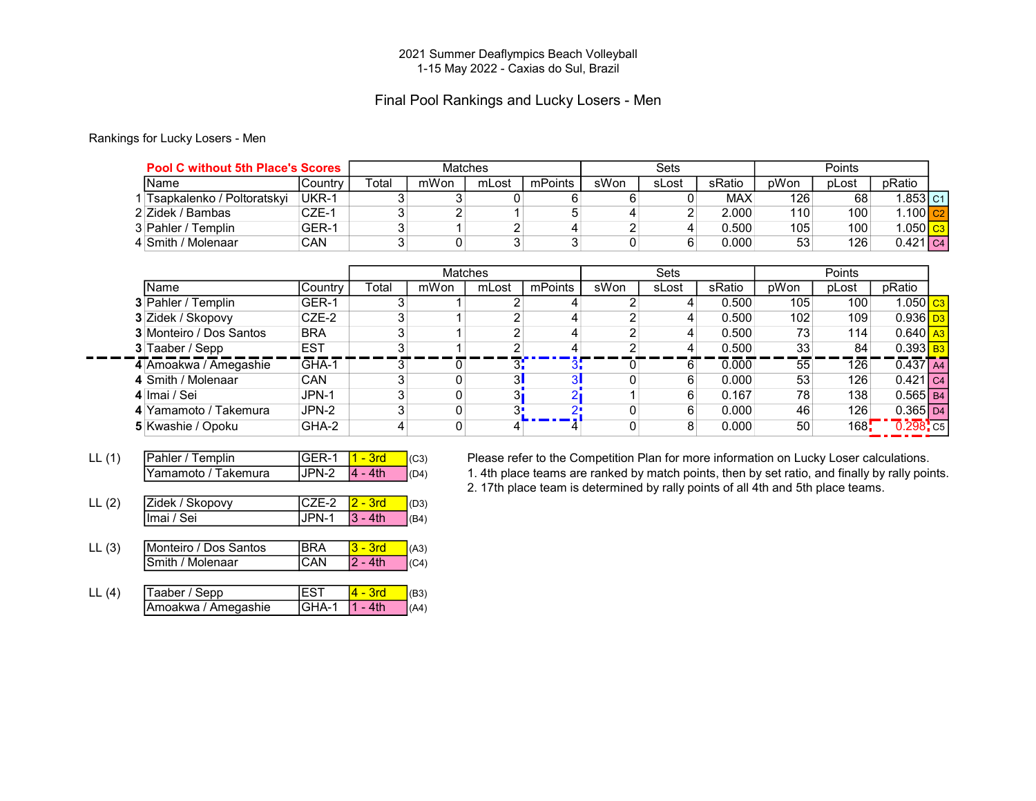2021 Summer Deaflympics Beach Volleyball
1-15 May 2022 - Caxias do Sul, Brazil

## Final Pool Rankings and Lucky Losers - Men

Rankings for Lucky Losers - Men

| | Pool C without 5th Place's Scores | | Matches | | | | Sets | | | Points | | | |
|---|---|---|---|---|---|---|---|---|---|---|---|---|---|
| | Name | Country | Total | mWon | mLost | mPoints | sWon | sLost | sRatio | pWon | pLost | pRatio | |
| 1 | Tsapkalenko / Poltoratskyi | UKR-1 | 3 | 3 | 0 | 6 | 6 | 0 | MAX | 126 | 68 | 1.853 | C1 |
| 2 | Zidek / Bambas | CZE-1 | 3 | 2 | 1 | 5 | 4 | 2 | 2.000 | 110 | 100 | 1.100 | C2 |
| 3 | Pahler / Templin | GER-1 | 3 | 1 | 2 | 4 | 2 | 4 | 0.500 | 105 | 100 | 1.050 | C3 |
| 4 | Smith / Molenaar | CAN | 3 | 0 | 3 | 3 | 0 | 6 | 0.000 | 53 | 126 | 0.421 | C4 |

| | | | Matches | | | | Sets | | | Points | | | |
|---|---|---|---|---|---|---|---|---|---|---|---|---|---|
| | Name | Country | Total | mWon | mLost | mPoints | sWon | sLost | sRatio | pWon | pLost | pRatio | |
| **3** | Pahler / Templin | GER-1 | 3 | 1 | 2 | 4 | 2 | 4 | 0.500 | 105 | 100 | 1.050 | C3 |
| **3** | Zidek / Skopovy | CZE-2 | 3 | 1 | 2 | 4 | 2 | 4 | 0.500 | 102 | 109 | 0.936 | D3 |
| **3** | Monteiro / Dos Santos | BRA | 3 | 1 | 2 | 4 | 2 | 4 | 0.500 | 73 | 114 | 0.640 | A3 |
| **3** | Taaber / Sepp | EST | 3 | 1 | 2 | 4 | 2 | 4 | 0.500 | 33 | 84 | 0.393 | B3 |
| **4** | Amoakwa / Amegashie | GHA-1 | 3 | 0 | 3 | 3 | 0 | 6 | 0.000 | 55 | 126 | 0.437 | A4 |
| **4** | Smith / Molenaar | CAN | 3 | 0 | 3 | 3 | 0 | 6 | 0.000 | 53 | 126 | 0.421 | C4 |
| **4** | Imai / Sei | JPN-1 | 3 | 0 | 3 | 2 | 1 | 6 | 0.167 | 78 | 138 | 0.565 | B4 |
| **4** | Yamamoto / Takemura | JPN-2 | 3 | 0 | 3 | 2 | 0 | 6 | 0.000 | 46 | 126 | 0.365 | D4 |
| **5** | Kwashie / Opoku | GHA-2 | 4 | 0 | 4 | 4 | 0 | 8 | 0.000 | 50 | 168 | 0.298 | C5 |

| | Name | Country | Rank | Pool |
|---|---|---|---|---|
| LL (1) | Pahler / Templin | GER-1 | 1 - 3rd | (C3) |
| | Yamamoto / Takemura | JPN-2 | 4 - 4th | (D4) |
| LL (2) | Zidek / Skopovy | CZE-2 | 2 - 3rd | (D3) |
| | Imai / Sei | JPN-1 | 3 - 4th | (B4) |
| LL (3) | Monteiro / Dos Santos | BRA | 3 - 3rd | (A3) |
| | Smith / Molenaar | CAN | 2 - 4th | (C4) |
| LL (4) | Taaber / Sepp | EST | 4 - 3rd | (B3) |
| | Amoakwa / Amegashie | GHA-1 | 1 - 4th | (A4) |

Please refer to the Competition Plan for more information on Lucky Loser calculations.
1. 4th place teams are ranked by match points, then by set ratio, and finally by rally points.
2. 17th place team is determined by rally points of all 4th and 5th place teams.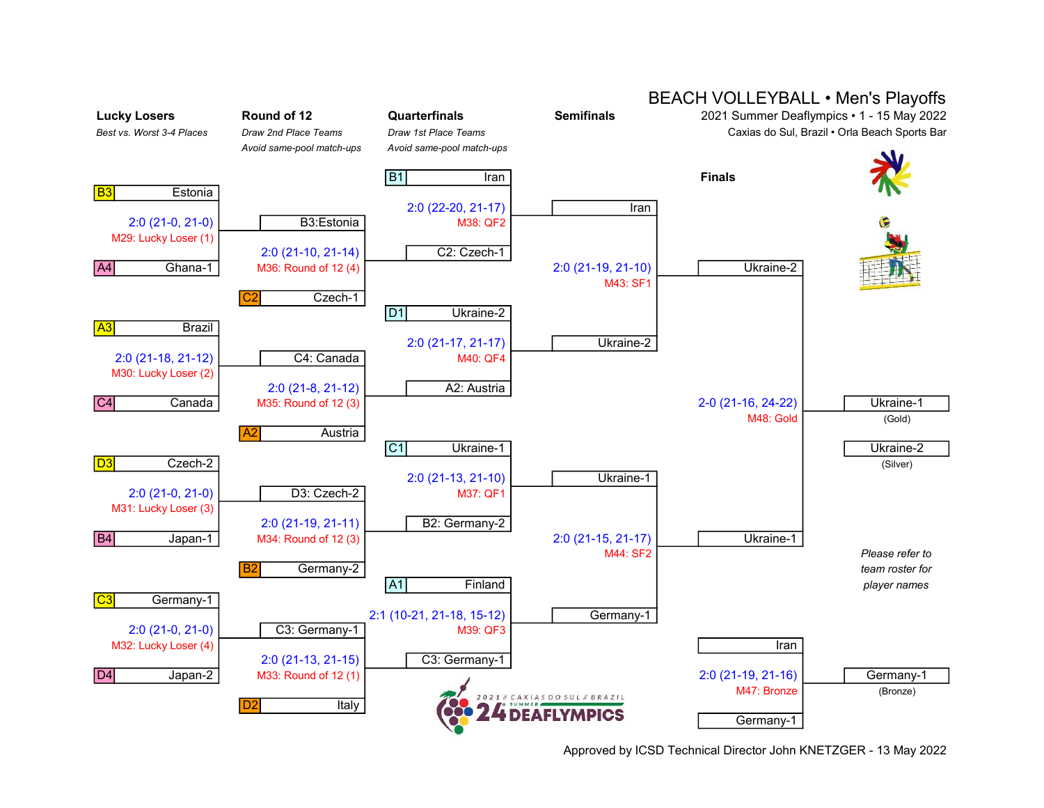# BEACH VOLLEYBALL • Men's Playoffs

2021 Summer Deaflympics • 1 - 15 May 2022

Caxias do Sul, Brazil • Orla Beach Sports Bar

## Lucky Losers

*Best vs. Worst 3-4 Places*

| Match | Team 1 | Team 2 | Result |
|---|---|---|---|
| M29: Lucky Loser (1) | B3 Estonia | A4 Ghana-1 | 2:0 (21-0, 21-0) |
| M30: Lucky Loser (2) | A3 Brazil | C4 Canada | 2:0 (21-18, 21-12) |
| M31: Lucky Loser (3) | D3 Czech-2 | B4 Japan-1 | 2:0 (21-0, 21-0) |
| M32: Lucky Loser (4) | C3 Germany-1 | D4 Japan-2 | 2:0 (21-0, 21-0) |

## Round of 12

*Draw 2nd Place Teams*

*Avoid same-pool match-ups*

| Match | Team 1 | Team 2 | Result |
|---|---|---|---|
| M36: Round of 12 (4) | B3:Estonia | C2 Czech-1 | 2:0 (21-10, 21-14) |
| M35: Round of 12 (3) | C4: Canada | A2 Austria | 2:0 (21-8, 21-12) |
| M34: Round of 12 (3) | D3: Czech-2 | B2 Germany-2 | 2:0 (21-19, 21-11) |
| M33: Round of 12 (1) | C3: Germany-1 | D2 Italy | 2:0 (21-13, 21-15) |

## Quarterfinals

*Draw 1st Place Teams*

*Avoid same-pool match-ups*

| Match | Team 1 | Team 2 | Result |
|---|---|---|---|
| M38: QF2 | B1 Iran | C2: Czech-1 | 2:0 (22-20, 21-17) |
| M40: QF4 | D1 Ukraine-2 | A2: Austria | 2:0 (21-17, 21-17) |
| M37: QF1 | C1 Ukraine-1 | B2: Germany-2 | 2:0 (21-13, 21-10) |
| M39: QF3 | A1 Finland | C3: Germany-1 | 2:1 (10-21, 21-18, 15-12) |

## Semifinals

| Match | Team 1 | Team 2 | Result |
|---|---|---|---|
| M43: SF1 | Iran | Ukraine-2 | 2:0 (21-19, 21-10) |
| M44: SF2 | Ukraine-1 | Germany-1 | 2:0 (21-15, 21-17) |

## Finals

| Match | Team 1 | Team 2 | Result |
|---|---|---|---|
| M48: Gold | Ukraine-2 | Ukraine-1 | 2-0 (21-16, 24-22) |
| M47: Bronze | Iran | Germany-1 | 2:0 (21-19, 21-16) |

| Medal | Team |
|---|---|
| Gold | Ukraine-1 |
| Silver | Ukraine-2 |
| Bronze | Germany-1 |

*Please refer to team roster for player names*

Approved by ICSD Technical Director John KNETZGER - 13 May 2022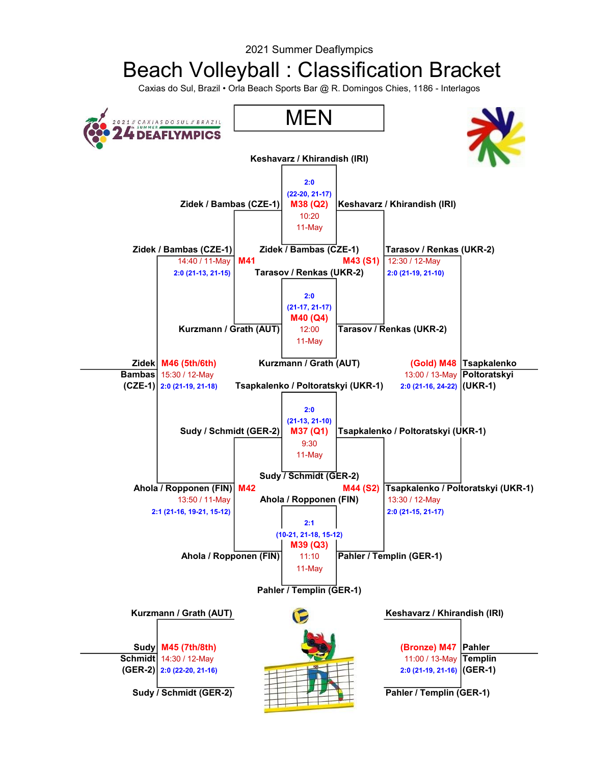2021 Summer Deaflympics

# Beach Volleyball : Classification Bracket

Caxias do Sul, Brazil • Orla Beach Sports Bar @ R. Domingos Chies, 1186 - Interlagos

## MEN

| Match | Date / Time | Team 1 | Team 2 | Result |
|---|---|---|---|---|
| M37 (Q1) | 9:30 / 11-May | Tsapkalenko / Poltoratskyi (UKR-1) | Sudy / Schmidt (GER-2) | 2:0 (21-13, 21-10) |
| M38 (Q2) | 10:20 / 11-May | Keshavarz / Khirandish (IRI) | Zidek / Bambas (CZE-1) | 2:0 (22-20, 21-17) |
| M39 (Q3) | 11:10 / 11-May | Ahola / Ropponen (FIN) | Pahler / Templin (GER-1) | 2:1 (10-21, 21-18, 15-12) |
| M40 (Q4) | 12:00 / 11-May | Tarasov / Renkas (UKR-2) | Kurzmann / Grath (AUT) | 2:0 (21-17, 21-17) |
| M41 | 14:40 / 11-May | Zidek / Bambas (CZE-1) | Kurzmann / Grath (AUT) | 2:0 (21-13, 21-15) |
| M42 | 13:50 / 11-May | Ahola / Ropponen (FIN) | Sudy / Schmidt (GER-2) | 2:1 (21-16, 19-21, 15-12) |
| M43 (S1) | 12:30 / 12-May | Tarasov / Renkas (UKR-2) | Keshavarz / Khirandish (IRI) | 2:0 (21-19, 21-10) |
| M44 (S2) | 13:30 / 12-May | Tsapkalenko / Poltoratskyi (UKR-1) | Pahler / Templin (GER-1) | 2:0 (21-15, 21-17) |
| M45 (7th/8th) | 14:30 / 12-May | Sudy / Schmidt (GER-2) | Kurzmann / Grath (AUT) | 2:0 (22-20, 21-16) |
| M46 (5th/6th) | 15:30 / 12-May | Zidek / Bambas (CZE-1) | Ahola / Ropponen (FIN) | 2:0 (21-19, 21-18) |
| (Bronze) M47 | 11:00 / 13-May | Pahler / Templin (GER-1) | Keshavarz / Khirandish (IRI) | 2:0 (21-19, 21-16) |
| (Gold) M48 | 13:00 / 13-May | Tsapkalenko / Poltoratskyi (UKR-1) | Tarasov / Renkas (UKR-2) | 2:0 (21-16, 24-22) |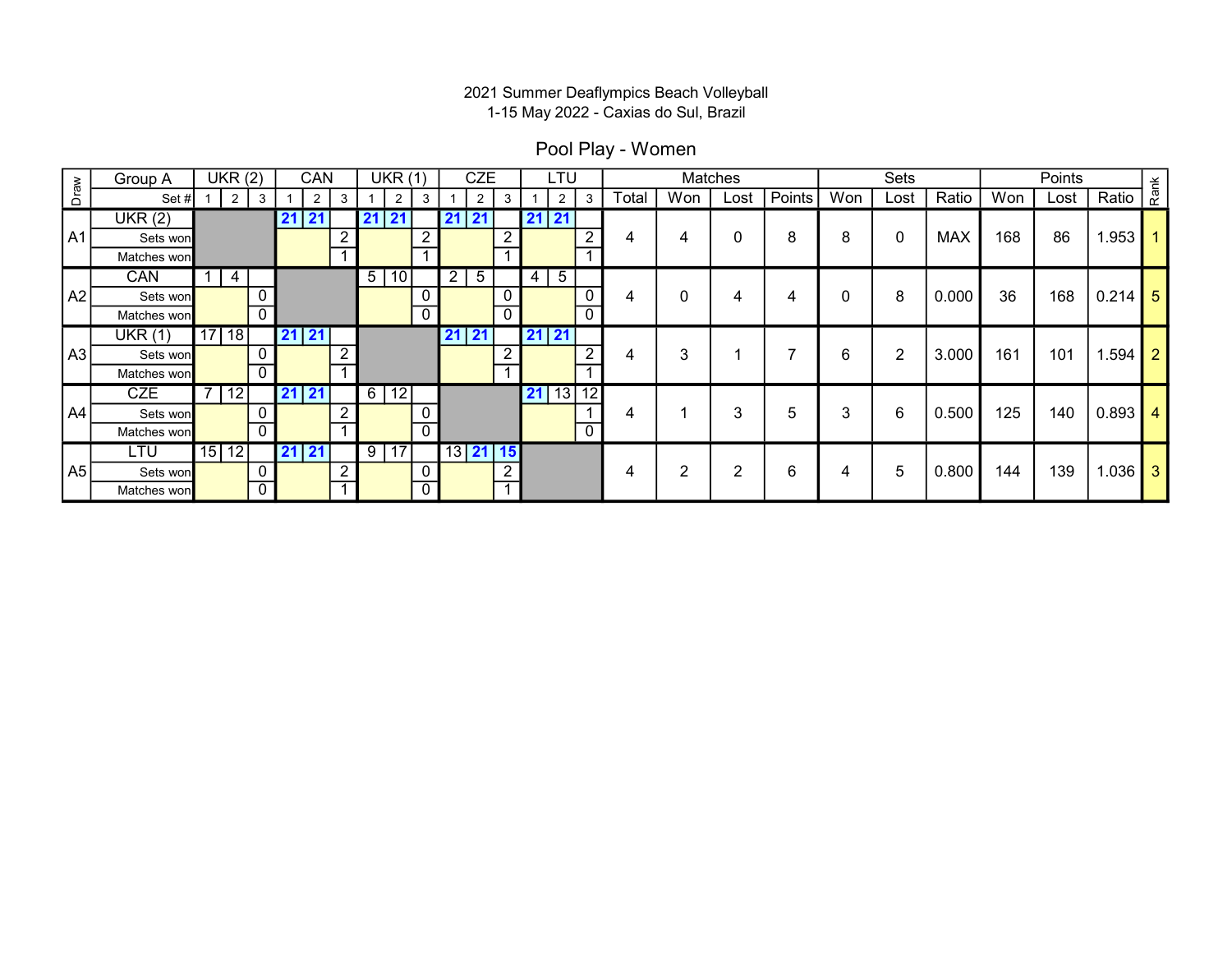2021 Summer Deaflympics Beach Volleyball
1-15 May 2022 - Caxias do Sul, Brazil

## Pool Play - Women

| Draw | Group A | UKR (2) | | | CAN | | | UKR (1) | | | CZE | | | LTU | | | Matches | | | | Sets | | | Points | | | Rank |
|---|---|---|---|---|---|---|---|---|---|---|---|---|---|---|---|---|---|---|---|---|---|---|---|---|---|---|---|
| | Set # | 1 | 2 | 3 | 1 | 2 | 3 | 1 | 2 | 3 | 1 | 2 | 3 | 1 | 2 | 3 | Total | Won | Lost | Points | Won | Lost | Ratio | Won | Lost | Ratio | |
| A1 | UKR (2) | | | | 21 | 21 | | 21 | 21 | | 21 | 21 | | 21 | 21 | | 4 | 4 | 0 | 8 | 8 | 0 | MAX | 168 | 86 | 1.953 | 1 |
| | Sets won | | | | | | 2 | | | 2 | | | 2 | | | 2 | | | | | | | | | | | |
| | Matches won | | | | | | 1 | | | 1 | | | 1 | | | 1 | | | | | | | | | | | |
| A2 | CAN | 1 | 4 | | | | | 5 | 10 | | 2 | 5 | | 4 | 5 | | 4 | 0 | 4 | 4 | 0 | 8 | 0.000 | 36 | 168 | 0.214 | 5 |
| | Sets won | | | 0 | | | | | | 0 | | | 0 | | | 0 | | | | | | | | | | | |
| | Matches won | | | 0 | | | | | | 0 | | | 0 | | | 0 | | | | | | | | | | | |
| A3 | UKR (1) | 17 | 18 | | 21 | 21 | | | | | 21 | 21 | | 21 | 21 | | 4 | 3 | 1 | 7 | 6 | 2 | 3.000 | 161 | 101 | 1.594 | 2 |
| | Sets won | | | 0 | | | 2 | | | | | | 2 | | | 2 | | | | | | | | | | | |
| | Matches won | | | 0 | | | 1 | | | | | | 1 | | | 1 | | | | | | | | | | | |
| A4 | CZE | 7 | 12 | | 21 | 21 | | 6 | 12 | | | | | 21 | 13 | 12 | 4 | 1 | 3 | 5 | 3 | 6 | 0.500 | 125 | 140 | 0.893 | 4 |
| | Sets won | | | 0 | | | 2 | | | 0 | | | | | | 1 | | | | | | | | | | | |
| | Matches won | | | 0 | | | 1 | | | 0 | | | | | | 0 | | | | | | | | | | | |
| A5 | LTU | 15 | 12 | | 21 | 21 | | 9 | 17 | | 13 | 21 | 15 | | | | 4 | 2 | 2 | 6 | 4 | 5 | 0.800 | 144 | 139 | 1.036 | 3 |
| | Sets won | | | 0 | | | 2 | | | 0 | | | 2 | | | | | | | | | | | | | | |
| | Matches won | | | 0 | | | 1 | | | 0 | | | 1 | | | | | | | | | | | | | | |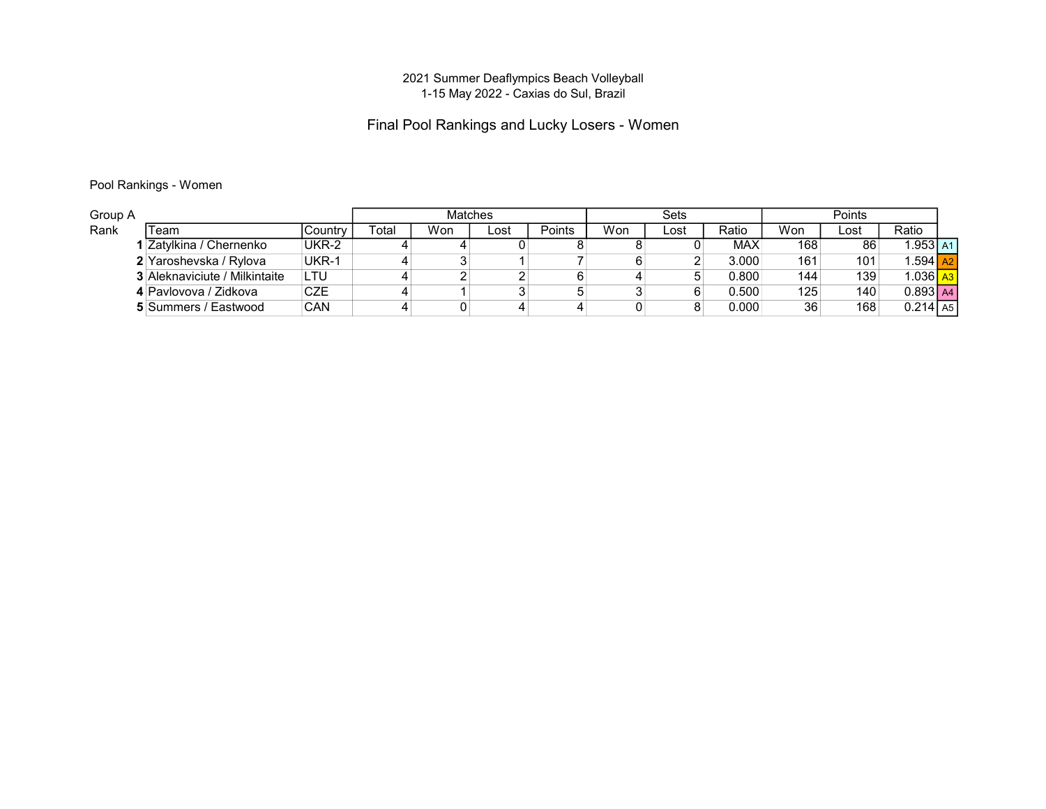2021 Summer Deaflympics Beach Volleyball
1-15 May 2022 - Caxias do Sul, Brazil

## Final Pool Rankings and Lucky Losers - Women

Pool Rankings - Women

| Group A | | | Matches | | | | Sets | | | Points | | | |
|---|---|---|---|---|---|---|---|---|---|---|---|---|---|
| Rank | Team | Country | Total | Won | Lost | Points | Won | Lost | Ratio | Won | Lost | Ratio | |
| 1 | Zatylkina / Chernenko | UKR-2 | 4 | 4 | 0 | 8 | 8 | 0 | MAX | 168 | 86 | 1.953 | A1 |
| 2 | Yaroshevska / Rylova | UKR-1 | 4 | 3 | 1 | 7 | 6 | 2 | 3.000 | 161 | 101 | 1.594 | A2 |
| 3 | Aleknaviciute / Milkintaite | LTU | 4 | 2 | 2 | 6 | 4 | 5 | 0.800 | 144 | 139 | 1.036 | A3 |
| 4 | Pavlovova / Zidkova | CZE | 4 | 1 | 3 | 5 | 3 | 6 | 0.500 | 125 | 140 | 0.893 | A4 |
| 5 | Summers / Eastwood | CAN | 4 | 0 | 4 | 4 | 0 | 8 | 0.000 | 36 | 168 | 0.214 | A5 |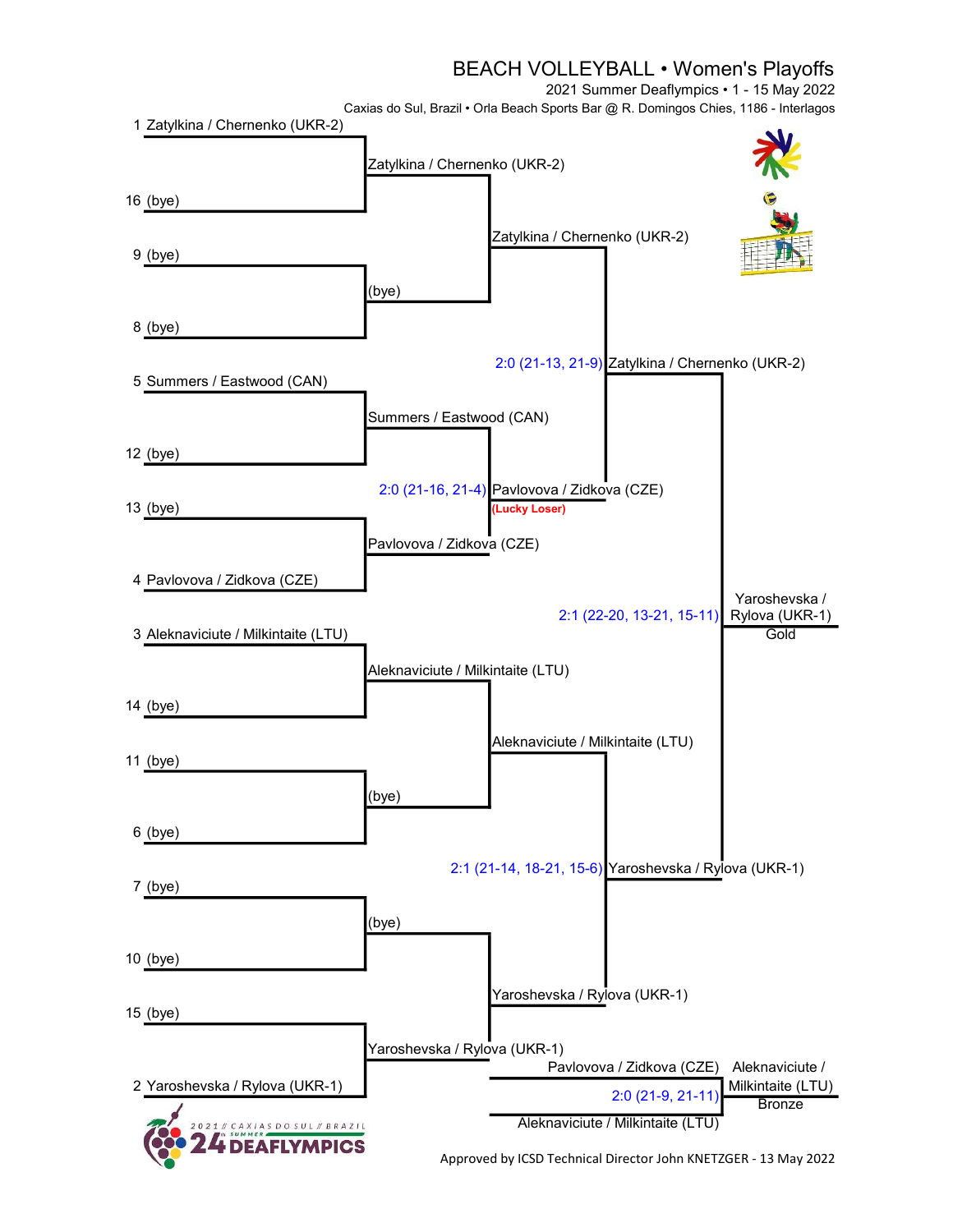# BEACH VOLLEYBALL • Women's Playoffs

2021 Summer Deaflympics • 1 - 15 May 2022

Caxias do Sul, Brazil • Orla Beach Sports Bar @ R. Domingos Chies, 1186 - Interlagos

## Round 1

| Seed | Team | Seed | Team | Winner |
|---|---|---|---|---|
| 1 | Zatylkina / Chernenko (UKR-2) | 16 | (bye) | Zatylkina / Chernenko (UKR-2) |
| 9 | (bye) | 8 | (bye) | (bye) |
| 5 | Summers / Eastwood (CAN) | 12 | (bye) | Summers / Eastwood (CAN) |
| 13 | (bye) | 4 | Pavlovova / Zidkova (CZE) | Pavlovova / Zidkova (CZE) |
| 3 | Aleknaviciute / Milkintaite (LTU) | 14 | (bye) | Aleknaviciute / Milkintaite (LTU) |
| 11 | (bye) | 6 | (bye) | (bye) |
| 7 | (bye) | 10 | (bye) | (bye) |
| 15 | (bye) | 2 | Yaroshevska / Rylova (UKR-1) | Yaroshevska / Rylova (UKR-1) |

## Quarterfinals

| Match | Winner | Score |
|---|---|---|
| Zatylkina / Chernenko (UKR-2) vs (bye) | Zatylkina / Chernenko (UKR-2) | |
| Summers / Eastwood (CAN) vs Pavlovova / Zidkova (CZE) | Pavlovova / Zidkova (CZE) **(Lucky Loser)** | 2:0 (21-16, 21-4) |
| Aleknaviciute / Milkintaite (LTU) vs (bye) | Aleknaviciute / Milkintaite (LTU) | |
| (bye) vs Yaroshevska / Rylova (UKR-1) | Yaroshevska / Rylova (UKR-1) | |

## Semifinals

| Match | Winner | Score |
|---|---|---|
| Zatylkina / Chernenko (UKR-2) vs Pavlovova / Zidkova (CZE) | Zatylkina / Chernenko (UKR-2) | 2:0 (21-13, 21-9) |
| Aleknaviciute / Milkintaite (LTU) vs Yaroshevska / Rylova (UKR-1) | Yaroshevska / Rylova (UKR-1) | 2:1 (21-14, 18-21, 15-6) |

## Final

| Match | Winner | Score |
|---|---|---|
| Zatylkina / Chernenko (UKR-2) vs Yaroshevska / Rylova (UKR-1) | Yaroshevska / Rylova (UKR-1) – Gold | 2:1 (22-20, 13-21, 15-11) |

## Bronze Medal Match

| Match | Winner | Score |
|---|---|---|
| Pavlovova / Zidkova (CZE) vs Aleknaviciute / Milkintaite (LTU) | Aleknaviciute / Milkintaite (LTU) – Bronze | 2:0 (21-9, 21-11) |

2021 // CAXIAS DO SUL // BRAZIL 24th SUMMER DEAFLYMPICS

Approved by ICSD Technical Director John KNETZGER - 13 May 2022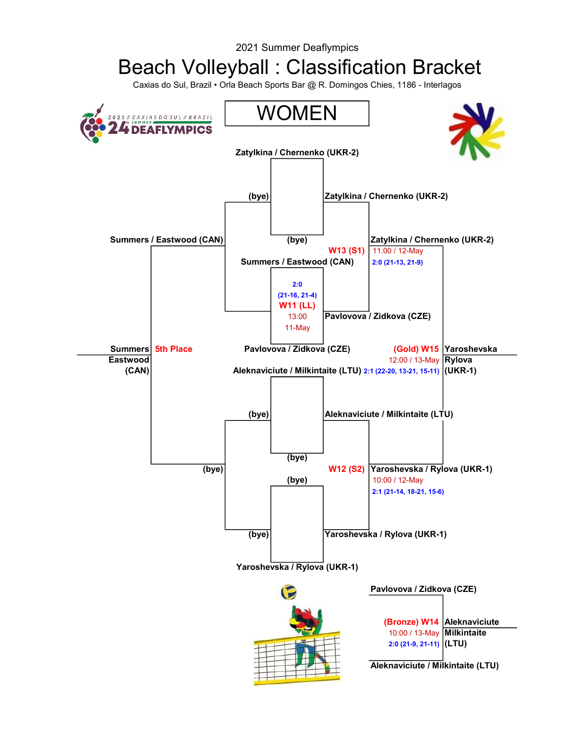2021 Summer Deaflympics

# Beach Volleyball : Classification Bracket

Caxias do Sul, Brazil • Orla Beach Sports Bar @ R. Domingos Chies, 1186 - Interlagos

## WOMEN

Zatylkina / Chernenko (UKR-2)

(bye)

Zatylkina / Chernenko (UKR-2)

(bye)

Summers / Eastwood (CAN)

W13 (S1)

Zatylkina / Chernenko (UKR-2)

11:00 / 12-May

2:0 (21-13, 21-9)

Summers / Eastwood (CAN)

2:0

(21-16, 21-4)

W11 (LL)

13:00

11-May

Pavlovova / Zidkova (CZE)

Summers Eastwood (CAN) 5th Place

Pavlovova / Zidkova (CZE)

(Gold) W15

12:00 / 13-May

Yaroshevska Rylova (UKR-1)

Aleknaviciute / Milkintaite (LTU) 2:1 (22-20, 13-21, 15-11)

(bye)

Aleknaviciute / Milkintaite (LTU)

(bye)

(bye)

W12 (S2)

Yaroshevska / Rylova (UKR-1)

10:00 / 12-May

2:1 (21-14, 18-21, 15-6)

(bye)

(bye)

Yaroshevska / Rylova (UKR-1)

Yaroshevska / Rylova (UKR-1)

Pavlovova / Zidkova (CZE)

(Bronze) W14

10:00 / 13-May

2:0 (21-9, 21-11)

Aleknaviciute Milkintaite (LTU)

Aleknaviciute / Milkintaite (LTU)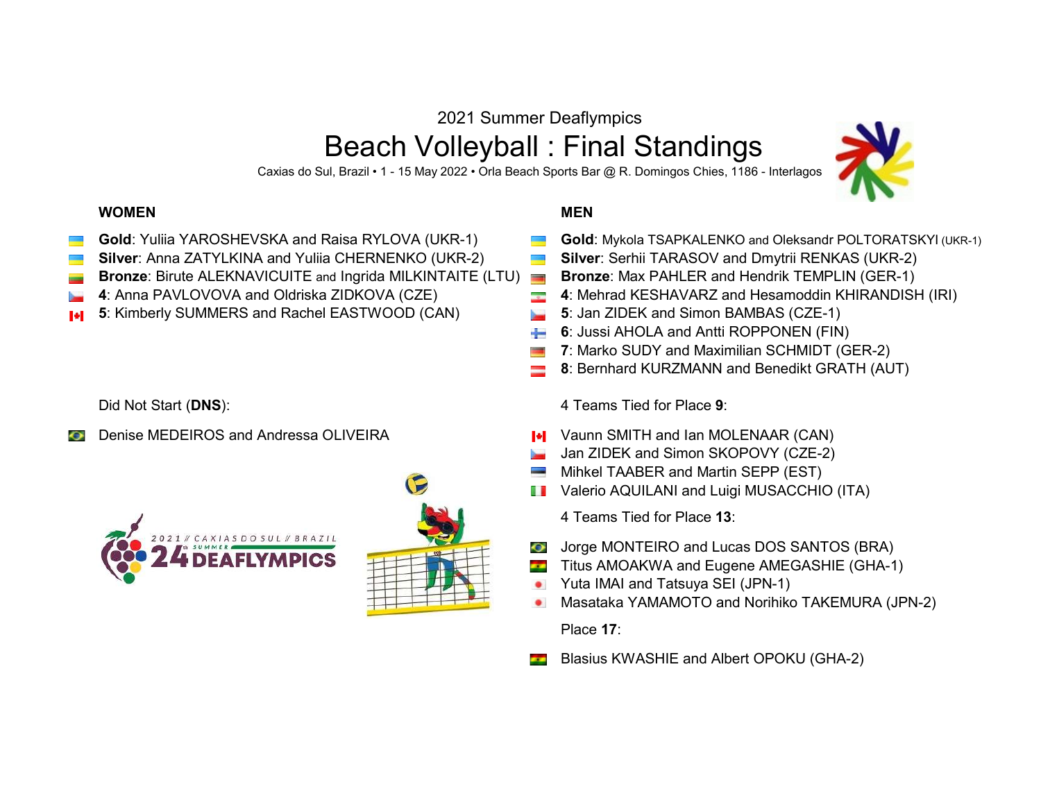2021 Summer Deaflympics

# Beach Volleyball : Final Standings

Caxias do Sul, Brazil • 1 - 15 May 2022 • Orla Beach Sports Bar @ R. Domingos Chies, 1186 - Interlagos

## WOMEN

- **Gold**: Yuliia YAROSHEVSKA and Raisa RYLOVA (UKR-1)
- **Silver**: Anna ZATYLKINA and Yuliia CHERNENKO (UKR-2)
- **Bronze**: Birute ALEKNAVICUITE and Ingrida MILKINTAITE (LTU)
- **4**: Anna PAVLOVOVA and Oldriska ZIDKOVA (CZE)
- **5**: Kimberly SUMMERS and Rachel EASTWOOD (CAN)

Did Not Start (**DNS**):

- Denise MEDEIROS and Andressa OLIVEIRA

## MEN

- **Gold**: Mykola TSAPKALENKO and Oleksandr POLTORATSKYI (UKR-1)
- **Silver**: Serhii TARASOV and Dmytrii RENKAS (UKR-2)
- **Bronze**: Max PAHLER and Hendrik TEMPLIN (GER-1)
- **4**: Mehrad KESHAVARZ and Hesamoddin KHIRANDISH (IRI)
- **5**: Jan ZIDEK and Simon BAMBAS (CZE-1)
- **6**: Jussi AHOLA and Antti ROPPONEN (FIN)
- **7**: Marko SUDY and Maximilian SCHMIDT (GER-2)
- **8**: Bernhard KURZMANN and Benedikt GRATH (AUT)

4 Teams Tied for Place **9**:

- Vaunn SMITH and Ian MOLENAAR (CAN)
- Jan ZIDEK and Simon SKOPOVY (CZE-2)
- Mihkel TAABER and Martin SEPP (EST)
- Valerio AQUILANI and Luigi MUSACCHIO (ITA)

4 Teams Tied for Place **13**:

- Jorge MONTEIRO and Lucas DOS SANTOS (BRA)
- Titus AMOAKWA and Eugene AMEGASHIE (GHA-1)
- Yuta IMAI and Tatsuya SEI (JPN-1)
- Masataka YAMAMOTO and Norihiko TAKEMURA (JPN-2)

Place **17**:

- Blasius KWASHIE and Albert OPOKU (GHA-2)